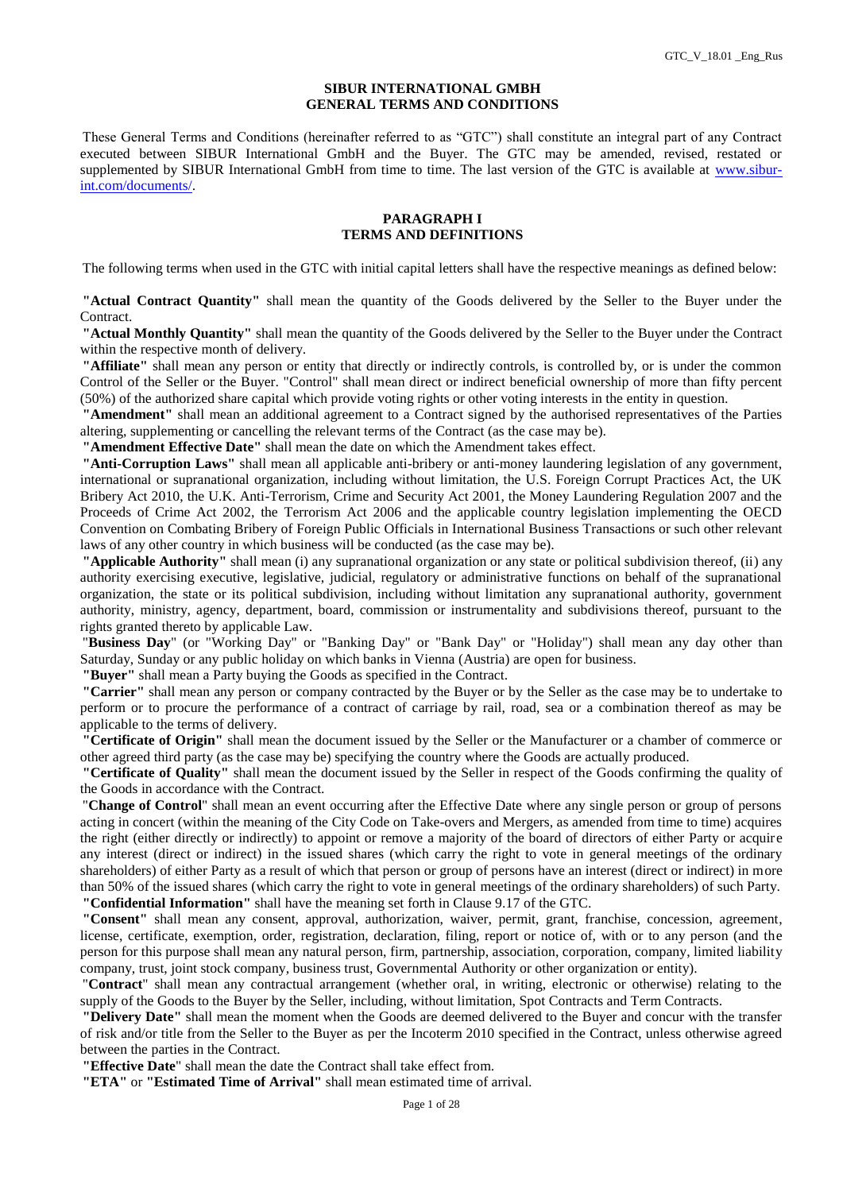**SIBUR INTERNATIONAL GMBH**
**GENERAL TERMS AND CONDITIONS**

These General Terms and Conditions (hereinafter referred to as "GTC") shall constitute an integral part of any Contract executed between SIBUR International GmbH and the Buyer. The GTC may be amended, revised, restated or supplemented by SIBUR International GmbH from time to time. The last version of the GTC is available at www.sibur-int.com/documents/.

## PARAGRAPH I
## TERMS AND DEFINITIONS

The following terms when used in the GTC with initial capital letters shall have the respective meanings as defined below:

**"Actual Contract Quantity"** shall mean the quantity of the Goods delivered by the Seller to the Buyer under the Contract.

**"Actual Monthly Quantity"** shall mean the quantity of the Goods delivered by the Seller to the Buyer under the Contract within the respective month of delivery.

**"Affiliate"** shall mean any person or entity that directly or indirectly controls, is controlled by, or is under the common Control of the Seller or the Buyer. "Control" shall mean direct or indirect beneficial ownership of more than fifty percent (50%) of the authorized share capital which provide voting rights or other voting interests in the entity in question.

**"Amendment"** shall mean an additional agreement to a Contract signed by the authorised representatives of the Parties altering, supplementing or cancelling the relevant terms of the Contract (as the case may be).

**"Amendment Effective Date"** shall mean the date on which the Amendment takes effect.

**"Anti-Corruption Laws"** shall mean all applicable anti-bribery or anti-money laundering legislation of any government, international or supranational organization, including without limitation, the U.S. Foreign Corrupt Practices Act, the UK Bribery Act 2010, the U.K. Anti-Terrorism, Crime and Security Act 2001, the Money Laundering Regulation 2007 and the Proceeds of Crime Act 2002, the Terrorism Act 2006 and the applicable country legislation implementing the OECD Convention on Combating Bribery of Foreign Public Officials in International Business Transactions or such other relevant laws of any other country in which business will be conducted (as the case may be).

**"Applicable Authority"** shall mean (i) any supranational organization or any state or political subdivision thereof, (ii) any authority exercising executive, legislative, judicial, regulatory or administrative functions on behalf of the supranational organization, the state or its political subdivision, including without limitation any supranational authority, government authority, ministry, agency, department, board, commission or instrumentality and subdivisions thereof, pursuant to the rights granted thereto by applicable Law.

"**Business Day**" (or "Working Day" or "Banking Day" or "Bank Day" or "Holiday") shall mean any day other than Saturday, Sunday or any public holiday on which banks in Vienna (Austria) are open for business.

**"Buyer"** shall mean a Party buying the Goods as specified in the Contract.

**"Carrier"** shall mean any person or company contracted by the Buyer or by the Seller as the case may be to undertake to perform or to procure the performance of a contract of carriage by rail, road, sea or a combination thereof as may be applicable to the terms of delivery.

**"Certificate of Origin"** shall mean the document issued by the Seller or the Manufacturer or a chamber of commerce or other agreed third party (as the case may be) specifying the country where the Goods are actually produced.

**"Certificate of Quality"** shall mean the document issued by the Seller in respect of the Goods confirming the quality of the Goods in accordance with the Contract.

"**Change of Control**" shall mean an event occurring after the Effective Date where any single person or group of persons acting in concert (within the meaning of the City Code on Take-overs and Mergers, as amended from time to time) acquires the right (either directly or indirectly) to appoint or remove a majority of the board of directors of either Party or acquire any interest (direct or indirect) in the issued shares (which carry the right to vote in general meetings of the ordinary shareholders) of either Party as a result of which that person or group of persons have an interest (direct or indirect) in more than 50% of the issued shares (which carry the right to vote in general meetings of the ordinary shareholders) of such Party.

**"Confidential Information"** shall have the meaning set forth in Clause 9.17 of the GTC.

**"Consent"** shall mean any consent, approval, authorization, waiver, permit, grant, franchise, concession, agreement, license, certificate, exemption, order, registration, declaration, filing, report or notice of, with or to any person (and the person for this purpose shall mean any natural person, firm, partnership, association, corporation, company, limited liability company, trust, joint stock company, business trust, Governmental Authority or other organization or entity).

"**Contract**" shall mean any contractual arrangement (whether oral, in writing, electronic or otherwise) relating to the supply of the Goods to the Buyer by the Seller, including, without limitation, Spot Contracts and Term Contracts.

**"Delivery Date"** shall mean the moment when the Goods are deemed delivered to the Buyer and concur with the transfer of risk and/or title from the Seller to the Buyer as per the Incoterm 2010 specified in the Contract, unless otherwise agreed between the parties in the Contract.

**"Effective Date**" shall mean the date the Contract shall take effect from.

**"ETA"** or **"Estimated Time of Arrival"** shall mean estimated time of arrival.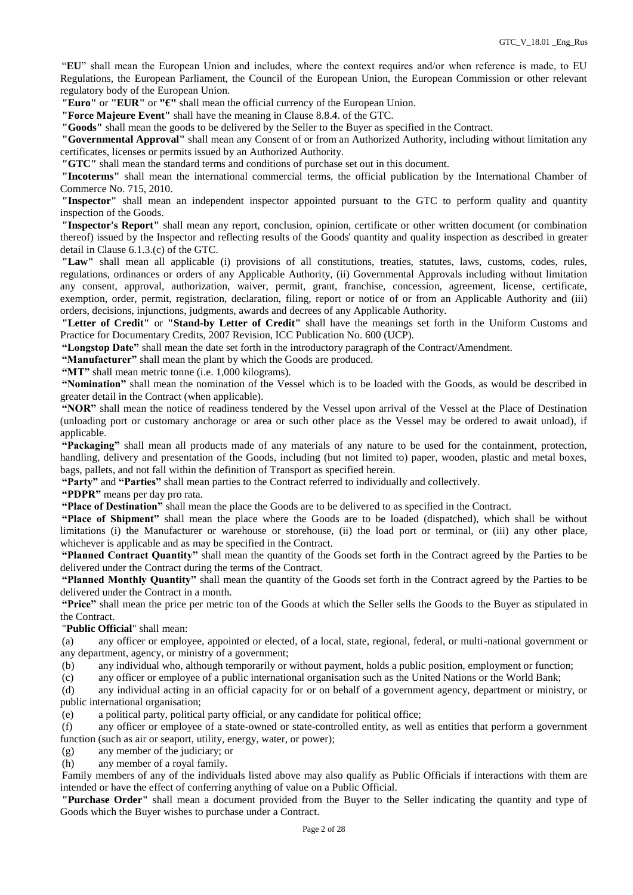"**EU**" shall mean the European Union and includes, where the context requires and/or when reference is made, to EU Regulations, the European Parliament, the Council of the European Union, the European Commission or other relevant regulatory body of the European Union.

**"Euro"** or **"EUR"** or **"€"** shall mean the official currency of the European Union.

**"Force Majeure Event"** shall have the meaning in Clause 8.8.4. of the GTC.

**"Goods"** shall mean the goods to be delivered by the Seller to the Buyer as specified in the Contract.

**"Governmental Approval"** shall mean any Consent of or from an Authorized Authority, including without limitation any certificates, licenses or permits issued by an Authorized Authority.

**"GTC"** shall mean the standard terms and conditions of purchase set out in this document.

**"Incoterms"** shall mean the international commercial terms, the official publication by the International Chamber of Commerce No. 715, 2010.

**"Inspector"** shall mean an independent inspector appointed pursuant to the GTC to perform quality and quantity inspection of the Goods.

**"Inspector's Report"** shall mean any report, conclusion, opinion, certificate or other written document (or combination thereof) issued by the Inspector and reflecting results of the Goods' quantity and quality inspection as described in greater detail in Clause 6.1.3.(c) of the GTC.

**"Law"** shall mean all applicable (i) provisions of all constitutions, treaties, statutes, laws, customs, codes, rules, regulations, ordinances or orders of any Applicable Authority, (ii) Governmental Approvals including without limitation any consent, approval, authorization, waiver, permit, grant, franchise, concession, agreement, license, certificate, exemption, order, permit, registration, declaration, filing, report or notice of or from an Applicable Authority and (iii) orders, decisions, injunctions, judgments, awards and decrees of any Applicable Authority.

**"Letter of Credit"** or **"Stand-by Letter of Credit"** shall have the meanings set forth in the Uniform Customs and Practice for Documentary Credits, 2007 Revision, ICC Publication No. 600 (UCP).

**"Longstop Date"** shall mean the date set forth in the introductory paragraph of the Contract/Amendment.

**"Manufacturer"** shall mean the plant by which the Goods are produced.

**"MT"** shall mean metric tonne (i.e. 1,000 kilograms).

**"Nomination"** shall mean the nomination of the Vessel which is to be loaded with the Goods, as would be described in greater detail in the Contract (when applicable).

**"NOR"** shall mean the notice of readiness tendered by the Vessel upon arrival of the Vessel at the Place of Destination (unloading port or customary anchorage or area or such other place as the Vessel may be ordered to await unload), if applicable.

**"Packaging"** shall mean all products made of any materials of any nature to be used for the containment, protection, handling, delivery and presentation of the Goods, including (but not limited to) paper, wooden, plastic and metal boxes, bags, pallets, and not fall within the definition of Transport as specified herein.

**"Party"** and **"Parties"** shall mean parties to the Contract referred to individually and collectively.

**"PDPR"** means per day pro rata.

**"Place of Destination"** shall mean the place the Goods are to be delivered to as specified in the Contract.

**"Place of Shipment"** shall mean the place where the Goods are to be loaded (dispatched), which shall be without limitations (i) the Manufacturer or warehouse or storehouse, (ii) the load port or terminal, or (iii) any other place, whichever is applicable and as may be specified in the Contract.

**"Planned Contract Quantity"** shall mean the quantity of the Goods set forth in the Contract agreed by the Parties to be delivered under the Contract during the terms of the Contract.

**"Planned Monthly Quantity"** shall mean the quantity of the Goods set forth in the Contract agreed by the Parties to be delivered under the Contract in a month.

**"Price"** shall mean the price per metric ton of the Goods at which the Seller sells the Goods to the Buyer as stipulated in the Contract.

"**Public Official**" shall mean:

(a) any officer or employee, appointed or elected, of a local, state, regional, federal, or multi-national government or any department, agency, or ministry of a government;

(b) any individual who, although temporarily or without payment, holds a public position, employment or function;

(c) any officer or employee of a public international organisation such as the United Nations or the World Bank;

(d) any individual acting in an official capacity for or on behalf of a government agency, department or ministry, or public international organisation;

(e) a political party, political party official, or any candidate for political office;

(f) any officer or employee of a state-owned or state-controlled entity, as well as entities that perform a government function (such as air or seaport, utility, energy, water, or power);

(g) any member of the judiciary; or

(h) any member of a royal family.

Family members of any of the individuals listed above may also qualify as Public Officials if interactions with them are intended or have the effect of conferring anything of value on a Public Official.

**"Purchase Order"** shall mean a document provided from the Buyer to the Seller indicating the quantity and type of Goods which the Buyer wishes to purchase under a Contract.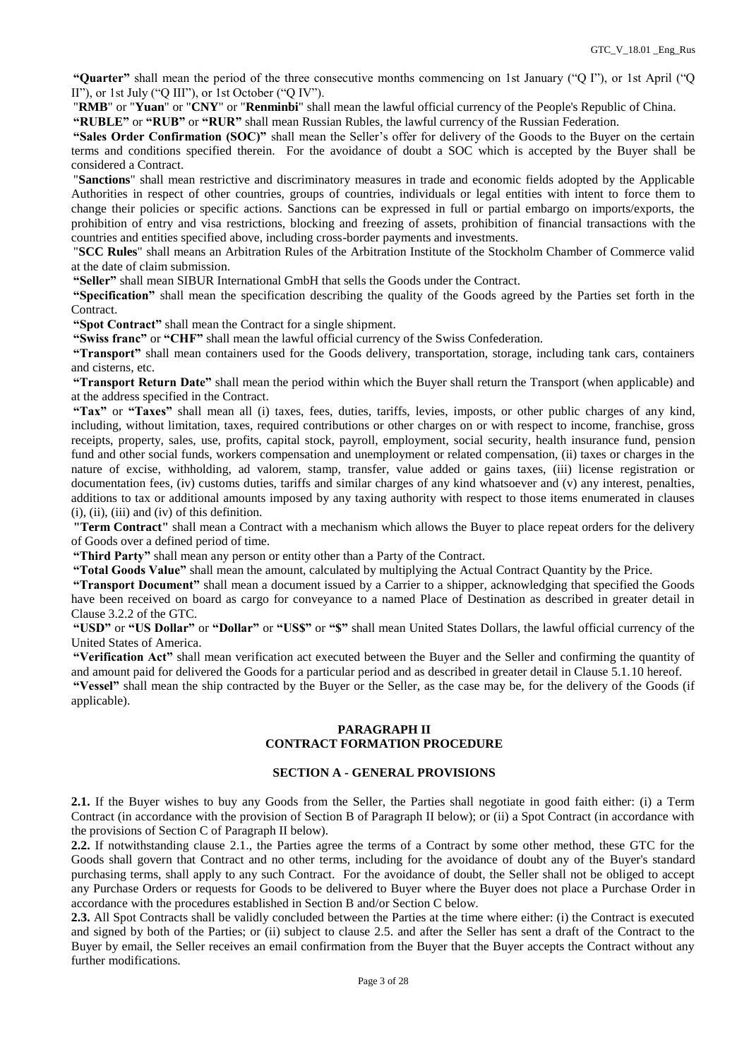**"Quarter"** shall mean the period of the three consecutive months commencing on 1st January ("Q I"), or 1st April ("Q II"), or 1st July ("Q III"), or 1st October ("Q IV").

"**RMB**" or "**Yuan**" or "**CNY**" or "**Renminbi**" shall mean the lawful official currency of the People's Republic of China.

**"RUBLE"** or **"RUB"** or **"RUR"** shall mean Russian Rubles, the lawful currency of the Russian Federation.

**"Sales Order Confirmation (SOC)"** shall mean the Seller's offer for delivery of the Goods to the Buyer on the certain terms and conditions specified therein. For the avoidance of doubt a SOC which is accepted by the Buyer shall be considered a Contract.

"**Sanctions**" shall mean restrictive and discriminatory measures in trade and economic fields adopted by the Applicable Authorities in respect of other countries, groups of countries, individuals or legal entities with intent to force them to change their policies or specific actions. Sanctions can be expressed in full or partial embargo on imports/exports, the prohibition of entry and visa restrictions, blocking and freezing of assets, prohibition of financial transactions with the countries and entities specified above, including cross-border payments and investments.

"**SCC Rules**" shall means an Arbitration Rules of the Arbitration Institute of the Stockholm Chamber of Commerce valid at the date of claim submission.

**"Seller"** shall mean SIBUR International GmbH that sells the Goods under the Contract.

**"Specification"** shall mean the specification describing the quality of the Goods agreed by the Parties set forth in the Contract.

**"Spot Contract"** shall mean the Contract for a single shipment.

**"Swiss franc"** or **"CHF"** shall mean the lawful official currency of the Swiss Confederation.

**"Transport"** shall mean containers used for the Goods delivery, transportation, storage, including tank cars, containers and cisterns, etc.

**"Transport Return Date"** shall mean the period within which the Buyer shall return the Transport (when applicable) and at the address specified in the Contract.

**"Tax"** or **"Taxes"** shall mean all (i) taxes, fees, duties, tariffs, levies, imposts, or other public charges of any kind, including, without limitation, taxes, required contributions or other charges on or with respect to income, franchise, gross receipts, property, sales, use, profits, capital stock, payroll, employment, social security, health insurance fund, pension fund and other social funds, workers compensation and unemployment or related compensation, (ii) taxes or charges in the nature of excise, withholding, ad valorem, stamp, transfer, value added or gains taxes, (iii) license registration or documentation fees, (iv) customs duties, tariffs and similar charges of any kind whatsoever and (v) any interest, penalties, additions to tax or additional amounts imposed by any taxing authority with respect to those items enumerated in clauses (i), (ii), (iii) and (iv) of this definition.

**"Term Contract"** shall mean a Contract with a mechanism which allows the Buyer to place repeat orders for the delivery of Goods over a defined period of time.

**"Third Party"** shall mean any person or entity other than a Party of the Contract.

**"Total Goods Value"** shall mean the amount, calculated by multiplying the Actual Contract Quantity by the Price.

**"Transport Document"** shall mean a document issued by a Carrier to a shipper, acknowledging that specified the Goods have been received on board as cargo for conveyance to a named Place of Destination as described in greater detail in Clause 3.2.2 of the GTC.

**"USD"** or **"US Dollar"** or **"Dollar"** or **"US$"** or **"$"** shall mean United States Dollars, the lawful official currency of the United States of America.

**"Verification Act"** shall mean verification act executed between the Buyer and the Seller and confirming the quantity of and amount paid for delivered the Goods for a particular period and as described in greater detail in Clause 5.1.10 hereof.

**"Vessel"** shall mean the ship contracted by the Buyer or the Seller, as the case may be, for the delivery of the Goods (if applicable).

## PARAGRAPH II
## CONTRACT FORMATION PROCEDURE

### SECTION A - GENERAL PROVISIONS

**2.1.** If the Buyer wishes to buy any Goods from the Seller, the Parties shall negotiate in good faith either: (i) a Term Contract (in accordance with the provision of Section B of Paragraph II below); or (ii) a Spot Contract (in accordance with the provisions of Section C of Paragraph II below).

**2.2.** If notwithstanding clause 2.1., the Parties agree the terms of a Contract by some other method, these GTC for the Goods shall govern that Contract and no other terms, including for the avoidance of doubt any of the Buyer's standard purchasing terms, shall apply to any such Contract. For the avoidance of doubt, the Seller shall not be obliged to accept any Purchase Orders or requests for Goods to be delivered to Buyer where the Buyer does not place a Purchase Order in accordance with the procedures established in Section B and/or Section C below.

**2.3.** All Spot Contracts shall be validly concluded between the Parties at the time where either: (i) the Contract is executed and signed by both of the Parties; or (ii) subject to clause 2.5. and after the Seller has sent a draft of the Contract to the Buyer by email, the Seller receives an email confirmation from the Buyer that the Buyer accepts the Contract without any further modifications.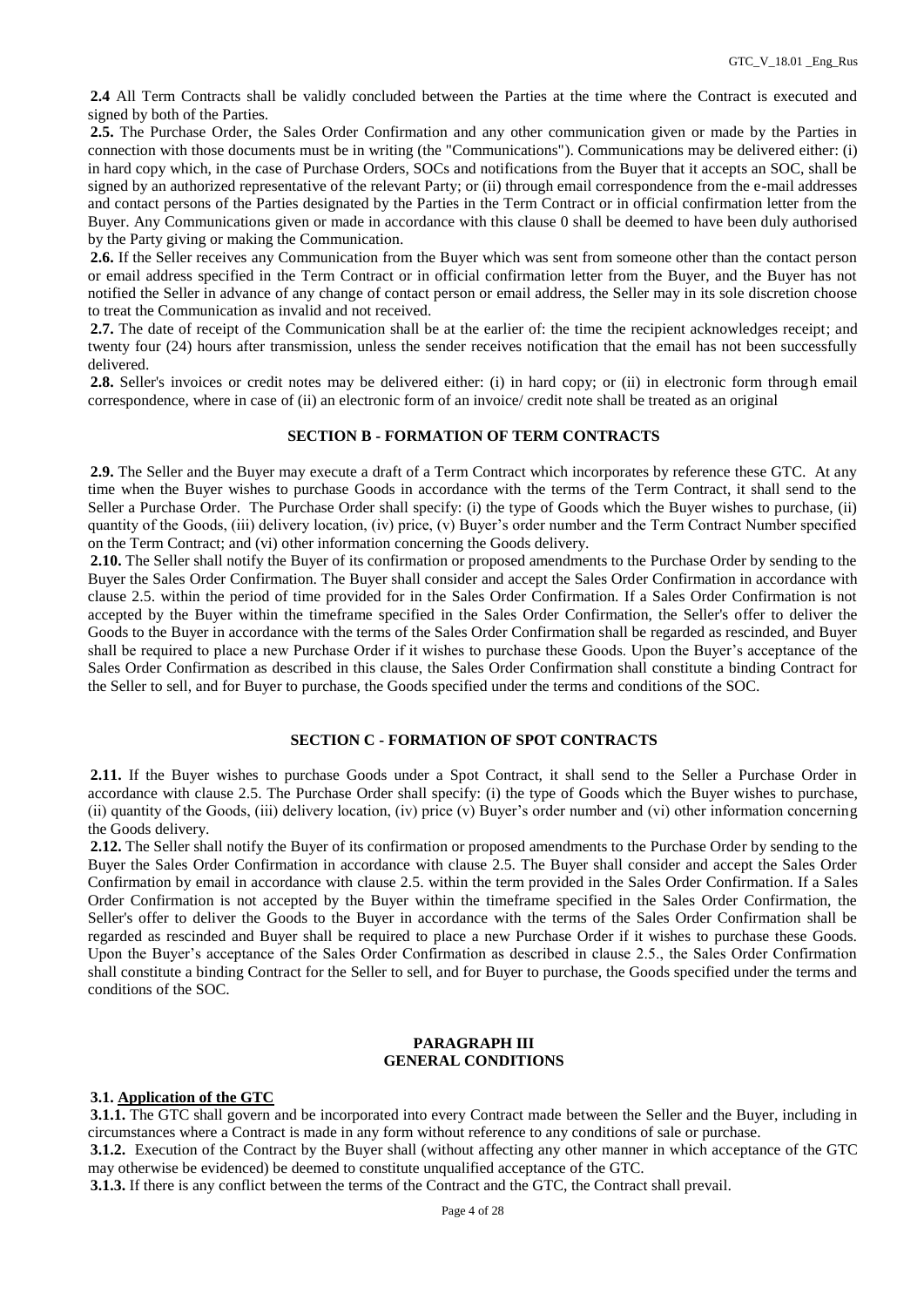**2.4** All Term Contracts shall be validly concluded between the Parties at the time where the Contract is executed and signed by both of the Parties.

**2.5.** The Purchase Order, the Sales Order Confirmation and any other communication given or made by the Parties in connection with those documents must be in writing (the "Communications"). Communications may be delivered either: (i) in hard copy which, in the case of Purchase Orders, SOCs and notifications from the Buyer that it accepts an SOC, shall be signed by an authorized representative of the relevant Party; or (ii) through email correspondence from the e-mail addresses and contact persons of the Parties designated by the Parties in the Term Contract or in official confirmation letter from the Buyer. Any Communications given or made in accordance with this clause 0 shall be deemed to have been duly authorised by the Party giving or making the Communication.

**2.6.** If the Seller receives any Communication from the Buyer which was sent from someone other than the contact person or email address specified in the Term Contract or in official confirmation letter from the Buyer, and the Buyer has not notified the Seller in advance of any change of contact person or email address, the Seller may in its sole discretion choose to treat the Communication as invalid and not received.

**2.7.** The date of receipt of the Communication shall be at the earlier of: the time the recipient acknowledges receipt; and twenty four (24) hours after transmission, unless the sender receives notification that the email has not been successfully delivered.

**2.8.** Seller's invoices or credit notes may be delivered either: (i) in hard copy; or (ii) in electronic form through email correspondence, where in case of (ii) an electronic form of an invoice/ credit note shall be treated as an original

## SECTION B - FORMATION OF TERM CONTRACTS

**2.9.** The Seller and the Buyer may execute a draft of a Term Contract which incorporates by reference these GTC. At any time when the Buyer wishes to purchase Goods in accordance with the terms of the Term Contract, it shall send to the Seller a Purchase Order. The Purchase Order shall specify: (i) the type of Goods which the Buyer wishes to purchase, (ii) quantity of the Goods, (iii) delivery location, (iv) price, (v) Buyer's order number and the Term Contract Number specified on the Term Contract; and (vi) other information concerning the Goods delivery.

**2.10.** The Seller shall notify the Buyer of its confirmation or proposed amendments to the Purchase Order by sending to the Buyer the Sales Order Confirmation. The Buyer shall consider and accept the Sales Order Confirmation in accordance with clause 2.5. within the period of time provided for in the Sales Order Confirmation. If a Sales Order Confirmation is not accepted by the Buyer within the timeframe specified in the Sales Order Confirmation, the Seller's offer to deliver the Goods to the Buyer in accordance with the terms of the Sales Order Confirmation shall be regarded as rescinded, and Buyer shall be required to place a new Purchase Order if it wishes to purchase these Goods. Upon the Buyer's acceptance of the Sales Order Confirmation as described in this clause, the Sales Order Confirmation shall constitute a binding Contract for the Seller to sell, and for Buyer to purchase, the Goods specified under the terms and conditions of the SOC.

## SECTION C - FORMATION OF SPOT CONTRACTS

**2.11.** If the Buyer wishes to purchase Goods under a Spot Contract, it shall send to the Seller a Purchase Order in accordance with clause 2.5. The Purchase Order shall specify: (i) the type of Goods which the Buyer wishes to purchase, (ii) quantity of the Goods, (iii) delivery location, (iv) price (v) Buyer's order number and (vi) other information concerning the Goods delivery.

**2.12.** The Seller shall notify the Buyer of its confirmation or proposed amendments to the Purchase Order by sending to the Buyer the Sales Order Confirmation in accordance with clause 2.5. The Buyer shall consider and accept the Sales Order Confirmation by email in accordance with clause 2.5. within the term provided in the Sales Order Confirmation. If a Sales Order Confirmation is not accepted by the Buyer within the timeframe specified in the Sales Order Confirmation, the Seller's offer to deliver the Goods to the Buyer in accordance with the terms of the Sales Order Confirmation shall be regarded as rescinded and Buyer shall be required to place a new Purchase Order if it wishes to purchase these Goods. Upon the Buyer's acceptance of the Sales Order Confirmation as described in clause 2.5., the Sales Order Confirmation shall constitute a binding Contract for the Seller to sell, and for Buyer to purchase, the Goods specified under the terms and conditions of the SOC.

## PARAGRAPH III
## GENERAL CONDITIONS

**3.1. Application of the GTC**

**3.1.1.** The GTC shall govern and be incorporated into every Contract made between the Seller and the Buyer, including in circumstances where a Contract is made in any form without reference to any conditions of sale or purchase.

**3.1.2.** Execution of the Contract by the Buyer shall (without affecting any other manner in which acceptance of the GTC may otherwise be evidenced) be deemed to constitute unqualified acceptance of the GTC.

**3.1.3.** If there is any conflict between the terms of the Contract and the GTC, the Contract shall prevail.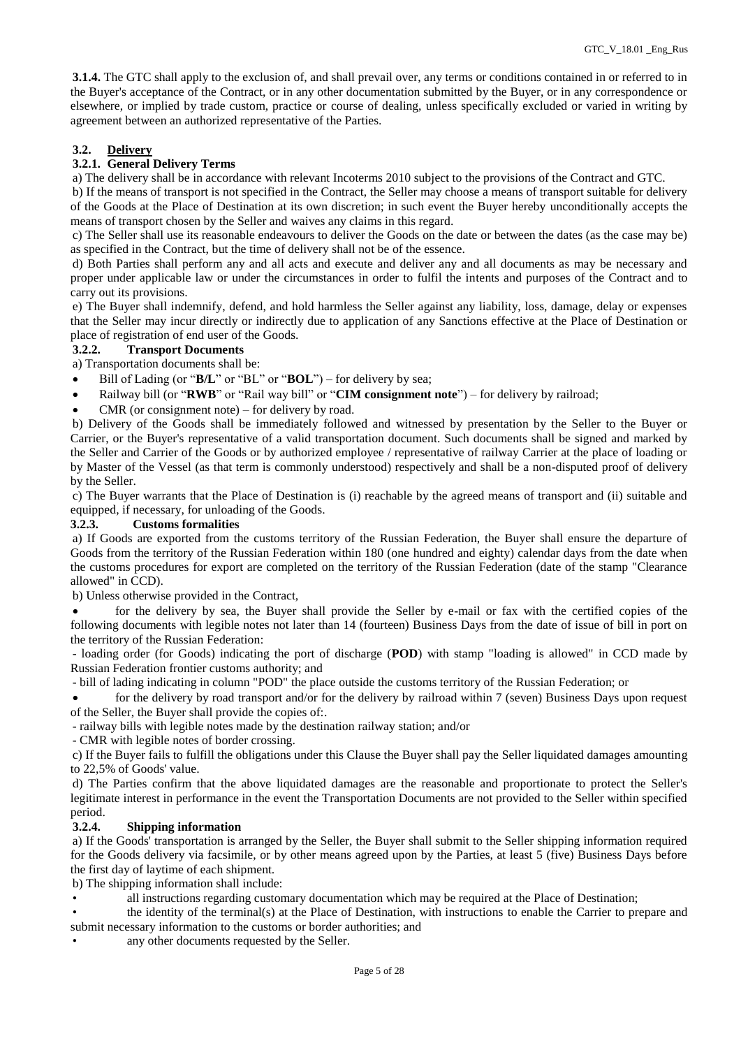**3.1.4.** The GTC shall apply to the exclusion of, and shall prevail over, any terms or conditions contained in or referred to in the Buyer's acceptance of the Contract, or in any other documentation submitted by the Buyer, or in any correspondence or elsewhere, or implied by trade custom, practice or course of dealing, unless specifically excluded or varied in writing by agreement between an authorized representative of the Parties.

### 3.2. Delivery

#### 3.2.1. General Delivery Terms

a) The delivery shall be in accordance with relevant Incoterms 2010 subject to the provisions of the Contract and GTC.

b) If the means of transport is not specified in the Contract, the Seller may choose a means of transport suitable for delivery of the Goods at the Place of Destination at its own discretion; in such event the Buyer hereby unconditionally accepts the means of transport chosen by the Seller and waives any claims in this regard.

c) The Seller shall use its reasonable endeavours to deliver the Goods on the date or between the dates (as the case may be) as specified in the Contract, but the time of delivery shall not be of the essence.

d) Both Parties shall perform any and all acts and execute and deliver any and all documents as may be necessary and proper under applicable law or under the circumstances in order to fulfil the intents and purposes of the Contract and to carry out its provisions.

e) The Buyer shall indemnify, defend, and hold harmless the Seller against any liability, loss, damage, delay or expenses that the Seller may incur directly or indirectly due to application of any Sanctions effective at the Place of Destination or place of registration of end user of the Goods.

#### 3.2.2. Transport Documents

a) Transportation documents shall be:

- Bill of Lading (or "**B/L**" or "BL" or "**BOL**") – for delivery by sea;
- Railway bill (or "**RWB**" or "Rail way bill" or "**CIM consignment note**") – for delivery by railroad;
- CMR (or consignment note) – for delivery by road.

b) Delivery of the Goods shall be immediately followed and witnessed by presentation by the Seller to the Buyer or Carrier, or the Buyer's representative of a valid transportation document. Such documents shall be signed and marked by the Seller and Carrier of the Goods or by authorized employee / representative of railway Carrier at the place of loading or by Master of the Vessel (as that term is commonly understood) respectively and shall be a non-disputed proof of delivery by the Seller.

c) The Buyer warrants that the Place of Destination is (i) reachable by the agreed means of transport and (ii) suitable and equipped, if necessary, for unloading of the Goods.

#### 3.2.3. Customs formalities

a) If Goods are exported from the customs territory of the Russian Federation, the Buyer shall ensure the departure of Goods from the territory of the Russian Federation within 180 (one hundred and eighty) calendar days from the date when the customs procedures for export are completed on the territory of the Russian Federation (date of the stamp "Clearance allowed" in CCD).

b) Unless otherwise provided in the Contract,

- for the delivery by sea, the Buyer shall provide the Seller by e-mail or fax with the certified copies of the following documents with legible notes not later than 14 (fourteen) Business Days from the date of issue of bill in port on the territory of the Russian Federation:

- loading order (for Goods) indicating the port of discharge (**POD**) with stamp "loading is allowed" in CCD made by Russian Federation frontier customs authority; and

- bill of lading indicating in column "POD" the place outside the customs territory of the Russian Federation; or

- for the delivery by road transport and/or for the delivery by railroad within 7 (seven) Business Days upon request of the Seller, the Buyer shall provide the copies of:.

- railway bills with legible notes made by the destination railway station; and/or

- CMR with legible notes of border crossing.

c) If the Buyer fails to fulfill the obligations under this Clause the Buyer shall pay the Seller liquidated damages amounting to 22,5% of Goods' value.

d) The Parties confirm that the above liquidated damages are the reasonable and proportionate to protect the Seller's legitimate interest in performance in the event the Transportation Documents are not provided to the Seller within specified period.

#### 3.2.4. Shipping information

a) If the Goods' transportation is arranged by the Seller, the Buyer shall submit to the Seller shipping information required for the Goods delivery via facsimile, or by other means agreed upon by the Parties, at least 5 (five) Business Days before the first day of laytime of each shipment.

b) The shipping information shall include:

- all instructions regarding customary documentation which may be required at the Place of Destination;
- the identity of the terminal(s) at the Place of Destination, with instructions to enable the Carrier to prepare and submit necessary information to the customs or border authorities; and
- any other documents requested by the Seller.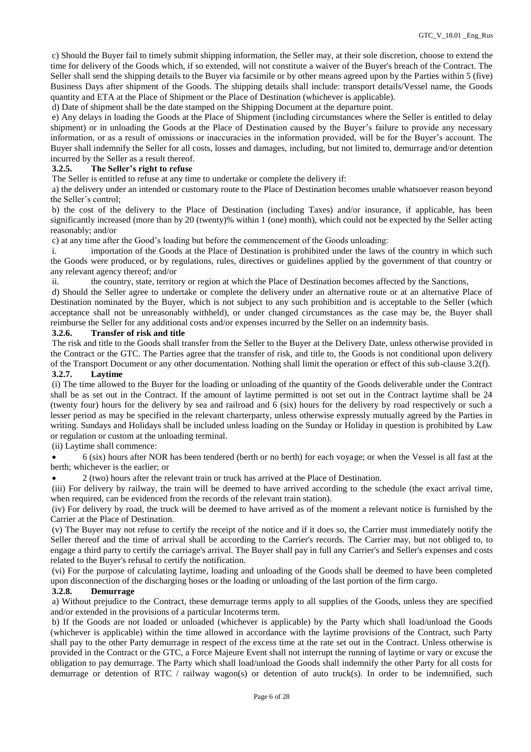c) Should the Buyer fail to timely submit shipping information, the Seller may, at their sole discretion, choose to extend the time for delivery of the Goods which, if so extended, will not constitute a waiver of the Buyer's breach of the Contract. The Seller shall send the shipping details to the Buyer via facsimile or by other means agreed upon by the Parties within 5 (five) Business Days after shipment of the Goods. The shipping details shall include: transport details/Vessel name, the Goods quantity and ETA at the Place of Shipment or the Place of Destination (whichever is applicable).

d) Date of shipment shall be the date stamped on the Shipping Document at the departure point.

e) Any delays in loading the Goods at the Place of Shipment (including circumstances where the Seller is entitled to delay shipment) or in unloading the Goods at the Place of Destination caused by the Buyer's failure to provide any necessary information, or as a result of omissions or inaccuracies in the information provided, will be for the Buyer's account. The Buyer shall indemnify the Seller for all costs, losses and damages, including, but not limited to, demurrage and/or detention incurred by the Seller as a result thereof.

### 3.2.5. The Seller's right to refuse

The Seller is entitled to refuse at any time to undertake or complete the delivery if:

a) the delivery under an intended or customary route to the Place of Destination becomes unable whatsoever reason beyond the Seller's control;

b) the cost of the delivery to the Place of Destination (including Taxes) and/or insurance, if applicable, has been significantly increased (more than by 20 (twenty)% within 1 (one) month), which could not be expected by the Seller acting reasonably; and/or

c) at any time after the Good's loading but before the commencement of the Goods unloading:

i. importation of the Goods at the Place of Destination is prohibited under the laws of the country in which such the Goods were produced, or by regulations, rules, directives or guidelines applied by the government of that country or any relevant agency thereof; and/or

ii. the country, state, territory or region at which the Place of Destination becomes affected by the Sanctions,

d) Should the Seller agree to undertake or complete the delivery under an alternative route or at an alternative Place of Destination nominated by the Buyer, which is not subject to any such prohibition and is acceptable to the Seller (which acceptance shall not be unreasonably withheld), or under changed circumstances as the case may be, the Buyer shall reimburse the Seller for any additional costs and/or expenses incurred by the Seller on an indemnity basis.

### 3.2.6. Transfer of risk and title

The risk and title to the Goods shall transfer from the Seller to the Buyer at the Delivery Date, unless otherwise provided in the Contract or the GTC. The Parties agree that the transfer of risk, and title to, the Goods is not conditional upon delivery of the Transport Document or any other documentation. Nothing shall limit the operation or effect of this sub-clause 3.2(f).

### 3.2.7. Laytime

(i) The time allowed to the Buyer for the loading or unloading of the quantity of the Goods deliverable under the Contract shall be as set out in the Contract. If the amount of laytime permitted is not set out in the Contract laytime shall be 24 (twenty four) hours for the delivery by sea and railroad and 6 (six) hours for the delivery by road respectively or such a lesser period as may be specified in the relevant charterparty, unless otherwise expressly mutually agreed by the Parties in writing. Sundays and Holidays shall be included unless loading on the Sunday or Holiday in question is prohibited by Law or regulation or custom at the unloading terminal.

(ii) Laytime shall commence:

- 6 (six) hours after NOR has been tendered (berth or no berth) for each voyage; or when the Vessel is all fast at the berth; whichever is the earlier; or
- 2 (two) hours after the relevant train or truck has arrived at the Place of Destination.

(iii) For delivery by railway, the train will be deemed to have arrived according to the schedule (the exact arrival time, when required, can be evidenced from the records of the relevant train station).

(iv) For delivery by road, the truck will be deemed to have arrived as of the moment a relevant notice is furnished by the Carrier at the Place of Destination.

(v) The Buyer may not refuse to certify the receipt of the notice and if it does so, the Carrier must immediately notify the Seller thereof and the time of arrival shall be according to the Carrier's records. The Carrier may, but not obliged to, to engage a third party to certify the carriage's arrival. The Buyer shall pay in full any Carrier's and Seller's expenses and costs related to the Buyer's refusal to certify the notification.

(vi) For the purpose of calculating laytime, loading and unloading of the Goods shall be deemed to have been completed upon disconnection of the discharging hoses or the loading or unloading of the last portion of the firm cargo.

### 3.2.8. Demurrage

a) Without prejudice to the Contract, these demurrage terms apply to all supplies of the Goods, unless they are specified and/or extended in the provisions of a particular Incoterms term.

b) If the Goods are not loaded or unloaded (whichever is applicable) by the Party which shall load/unload the Goods (whichever is applicable) within the time allowed in accordance with the laytime provisions of the Contract, such Party shall pay to the other Party demurrage in respect of the excess time at the rate set out in the Contract. Unless otherwise is provided in the Contract or the GTC, a Force Majeure Event shall not interrupt the running of laytime or vary or excuse the obligation to pay demurrage. The Party which shall load/unload the Goods shall indemnify the other Party for all costs for demurrage or detention of RTC / railway wagon(s) or detention of auto truck(s). In order to be indemnified, such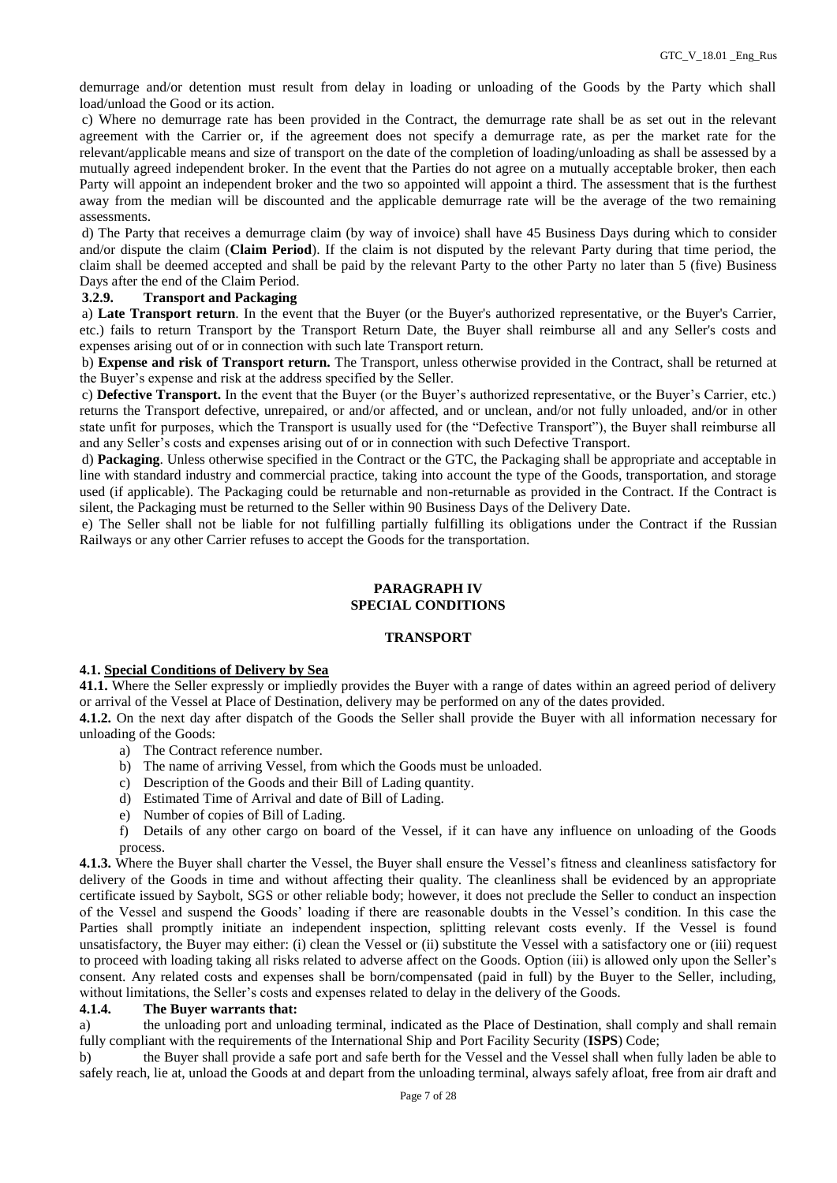demurrage and/or detention must result from delay in loading or unloading of the Goods by the Party which shall load/unload the Good or its action.

c) Where no demurrage rate has been provided in the Contract, the demurrage rate shall be as set out in the relevant agreement with the Carrier or, if the agreement does not specify a demurrage rate, as per the market rate for the relevant/applicable means and size of transport on the date of the completion of loading/unloading as shall be assessed by a mutually agreed independent broker. In the event that the Parties do not agree on a mutually acceptable broker, then each Party will appoint an independent broker and the two so appointed will appoint a third. The assessment that is the furthest away from the median will be discounted and the applicable demurrage rate will be the average of the two remaining assessments.

d) The Party that receives a demurrage claim (by way of invoice) shall have 45 Business Days during which to consider and/or dispute the claim (**Claim Period**). If the claim is not disputed by the relevant Party during that time period, the claim shall be deemed accepted and shall be paid by the relevant Party to the other Party no later than 5 (five) Business Days after the end of the Claim Period.

**3.2.9. Transport and Packaging**

a) **Late Transport return**. In the event that the Buyer (or the Buyer's authorized representative, or the Buyer's Carrier, etc.) fails to return Transport by the Transport Return Date, the Buyer shall reimburse all and any Seller's costs and expenses arising out of or in connection with such late Transport return.

b) **Expense and risk of Transport return.** The Transport, unless otherwise provided in the Contract, shall be returned at the Buyer's expense and risk at the address specified by the Seller.

c) **Defective Transport.** In the event that the Buyer (or the Buyer's authorized representative, or the Buyer's Carrier, etc.) returns the Transport defective, unrepaired, or and/or affected, and or unclean, and/or not fully unloaded, and/or in other state unfit for purposes, which the Transport is usually used for (the "Defective Transport"), the Buyer shall reimburse all and any Seller's costs and expenses arising out of or in connection with such Defective Transport.

d) **Packaging**. Unless otherwise specified in the Contract or the GTC, the Packaging shall be appropriate and acceptable in line with standard industry and commercial practice, taking into account the type of the Goods, transportation, and storage used (if applicable). The Packaging could be returnable and non-returnable as provided in the Contract. If the Contract is silent, the Packaging must be returned to the Seller within 90 Business Days of the Delivery Date.

e) The Seller shall not be liable for not fulfilling partially fulfilling its obligations under the Contract if the Russian Railways or any other Carrier refuses to accept the Goods for the transportation.

## PARAGRAPH IV
## SPECIAL CONDITIONS

### TRANSPORT

**4.1. Special Conditions of Delivery by Sea**

**41.1.** Where the Seller expressly or impliedly provides the Buyer with a range of dates within an agreed period of delivery or arrival of the Vessel at Place of Destination, delivery may be performed on any of the dates provided.

**4.1.2.** On the next day after dispatch of the Goods the Seller shall provide the Buyer with all information necessary for unloading of the Goods:

a) The Contract reference number.
b) The name of arriving Vessel, from which the Goods must be unloaded.
c) Description of the Goods and their Bill of Lading quantity.
d) Estimated Time of Arrival and date of Bill of Lading.
e) Number of copies of Bill of Lading.
f) Details of any other cargo on board of the Vessel, if it can have any influence on unloading of the Goods process.

**4.1.3.** Where the Buyer shall charter the Vessel, the Buyer shall ensure the Vessel's fitness and cleanliness satisfactory for delivery of the Goods in time and without affecting their quality. The cleanliness shall be evidenced by an appropriate certificate issued by Saybolt, SGS or other reliable body; however, it does not preclude the Seller to conduct an inspection of the Vessel and suspend the Goods' loading if there are reasonable doubts in the Vessel's condition. In this case the Parties shall promptly initiate an independent inspection, splitting relevant costs evenly. If the Vessel is found unsatisfactory, the Buyer may either: (i) clean the Vessel or (ii) substitute the Vessel with a satisfactory one or (iii) request to proceed with loading taking all risks related to adverse affect on the Goods. Option (iii) is allowed only upon the Seller's consent. Any related costs and expenses shall be born/compensated (paid in full) by the Buyer to the Seller, including, without limitations, the Seller's costs and expenses related to delay in the delivery of the Goods.

**4.1.4. The Buyer warrants that:**

a) the unloading port and unloading terminal, indicated as the Place of Destination, shall comply and shall remain fully compliant with the requirements of the International Ship and Port Facility Security (**ISPS**) Code;

b) the Buyer shall provide a safe port and safe berth for the Vessel and the Vessel shall when fully laden be able to safely reach, lie at, unload the Goods at and depart from the unloading terminal, always safely afloat, free from air draft and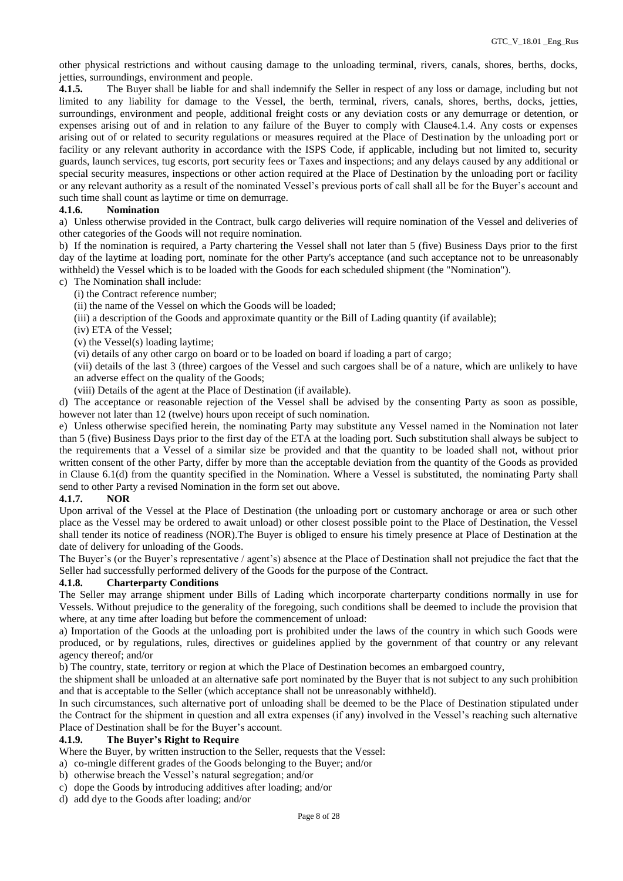other physical restrictions and without causing damage to the unloading terminal, rivers, canals, shores, berths, docks, jetties, surroundings, environment and people.

**4.1.5.** The Buyer shall be liable for and shall indemnify the Seller in respect of any loss or damage, including but not limited to any liability for damage to the Vessel, the berth, terminal, rivers, canals, shores, berths, docks, jetties, surroundings, environment and people, additional freight costs or any deviation costs or any demurrage or detention, or expenses arising out of and in relation to any failure of the Buyer to comply with Clause4.1.4. Any costs or expenses arising out of or related to security regulations or measures required at the Place of Destination by the unloading port or facility or any relevant authority in accordance with the ISPS Code, if applicable, including but not limited to, security guards, launch services, tug escorts, port security fees or Taxes and inspections; and any delays caused by any additional or special security measures, inspections or other action required at the Place of Destination by the unloading port or facility or any relevant authority as a result of the nominated Vessel's previous ports of call shall all be for the Buyer's account and such time shall count as laytime or time on demurrage.

**4.1.6. Nomination**

a) Unless otherwise provided in the Contract, bulk cargo deliveries will require nomination of the Vessel and deliveries of other categories of the Goods will not require nomination.

b) If the nomination is required, a Party chartering the Vessel shall not later than 5 (five) Business Days prior to the first day of the laytime at loading port, nominate for the other Party's acceptance (and such acceptance not to be unreasonably withheld) the Vessel which is to be loaded with the Goods for each scheduled shipment (the "Nomination").

c) The Nomination shall include:

(i) the Contract reference number;

(ii) the name of the Vessel on which the Goods will be loaded;

(iii) a description of the Goods and approximate quantity or the Bill of Lading quantity (if available);

(iv) ETA of the Vessel;

(v) the Vessel(s) loading laytime;

(vi) details of any other cargo on board or to be loaded on board if loading a part of cargo;

(vii) details of the last 3 (three) cargoes of the Vessel and such cargoes shall be of a nature, which are unlikely to have an adverse effect on the quality of the Goods;

(viii) Details of the agent at the Place of Destination (if available).

d) The acceptance or reasonable rejection of the Vessel shall be advised by the consenting Party as soon as possible, however not later than 12 (twelve) hours upon receipt of such nomination.

e) Unless otherwise specified herein, the nominating Party may substitute any Vessel named in the Nomination not later than 5 (five) Business Days prior to the first day of the ETA at the loading port. Such substitution shall always be subject to the requirements that a Vessel of a similar size be provided and that the quantity to be loaded shall not, without prior written consent of the other Party, differ by more than the acceptable deviation from the quantity of the Goods as provided in Clause 6.1(d) from the quantity specified in the Nomination. Where a Vessel is substituted, the nominating Party shall send to other Party a revised Nomination in the form set out above.

**4.1.7. NOR**

Upon arrival of the Vessel at the Place of Destination (the unloading port or customary anchorage or area or such other place as the Vessel may be ordered to await unload) or other closest possible point to the Place of Destination, the Vessel shall tender its notice of readiness (NOR).The Buyer is obliged to ensure his timely presence at Place of Destination at the date of delivery for unloading of the Goods.

The Buyer's (or the Buyer's representative / agent's) absence at the Place of Destination shall not prejudice the fact that the Seller had successfully performed delivery of the Goods for the purpose of the Contract.

**4.1.8. Charterparty Conditions**

The Seller may arrange shipment under Bills of Lading which incorporate charterparty conditions normally in use for Vessels. Without prejudice to the generality of the foregoing, such conditions shall be deemed to include the provision that where, at any time after loading but before the commencement of unload:

a) Importation of the Goods at the unloading port is prohibited under the laws of the country in which such Goods were produced, or by regulations, rules, directives or guidelines applied by the government of that country or any relevant agency thereof; and/or

b) The country, state, territory or region at which the Place of Destination becomes an embargoed country,

the shipment shall be unloaded at an alternative safe port nominated by the Buyer that is not subject to any such prohibition and that is acceptable to the Seller (which acceptance shall not be unreasonably withheld).

In such circumstances, such alternative port of unloading shall be deemed to be the Place of Destination stipulated under the Contract for the shipment in question and all extra expenses (if any) involved in the Vessel's reaching such alternative Place of Destination shall be for the Buyer's account.

**4.1.9. The Buyer's Right to Require**

Where the Buyer, by written instruction to the Seller, requests that the Vessel:

a) co-mingle different grades of the Goods belonging to the Buyer; and/or

b) otherwise breach the Vessel's natural segregation; and/or

c) dope the Goods by introducing additives after loading; and/or

d) add dye to the Goods after loading; and/or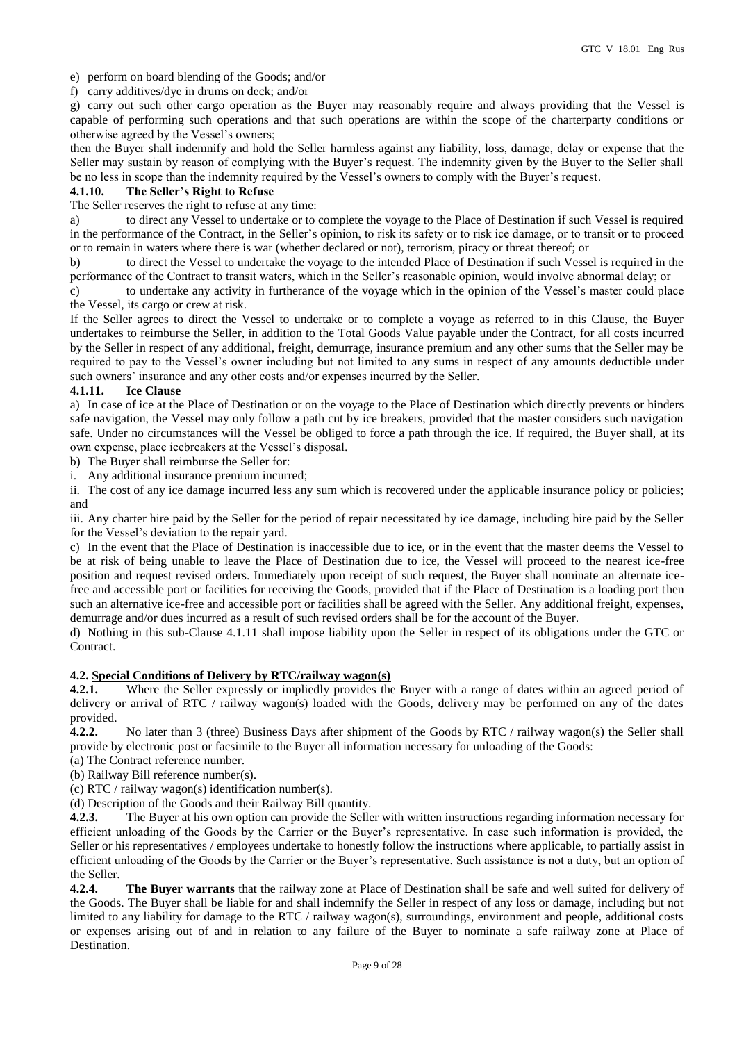e) perform on board blending of the Goods; and/or

f) carry additives/dye in drums on deck; and/or

g) carry out such other cargo operation as the Buyer may reasonably require and always providing that the Vessel is capable of performing such operations and that such operations are within the scope of the charterparty conditions or otherwise agreed by the Vessel's owners;

then the Buyer shall indemnify and hold the Seller harmless against any liability, loss, damage, delay or expense that the Seller may sustain by reason of complying with the Buyer's request. The indemnity given by the Buyer to the Seller shall be no less in scope than the indemnity required by the Vessel's owners to comply with the Buyer's request.

#### 4.1.10. The Seller's Right to Refuse

The Seller reserves the right to refuse at any time:

a) to direct any Vessel to undertake or to complete the voyage to the Place of Destination if such Vessel is required in the performance of the Contract, in the Seller's opinion, to risk its safety or to risk ice damage, or to transit or to proceed or to remain in waters where there is war (whether declared or not), terrorism, piracy or threat thereof; or

b) to direct the Vessel to undertake the voyage to the intended Place of Destination if such Vessel is required in the performance of the Contract to transit waters, which in the Seller's reasonable opinion, would involve abnormal delay; or

c) to undertake any activity in furtherance of the voyage which in the opinion of the Vessel's master could place the Vessel, its cargo or crew at risk.

If the Seller agrees to direct the Vessel to undertake or to complete a voyage as referred to in this Clause, the Buyer undertakes to reimburse the Seller, in addition to the Total Goods Value payable under the Contract, for all costs incurred by the Seller in respect of any additional, freight, demurrage, insurance premium and any other sums that the Seller may be required to pay to the Vessel's owner including but not limited to any sums in respect of any amounts deductible under such owners' insurance and any other costs and/or expenses incurred by the Seller.

#### 4.1.11. Ice Clause

a) In case of ice at the Place of Destination or on the voyage to the Place of Destination which directly prevents or hinders safe navigation, the Vessel may only follow a path cut by ice breakers, provided that the master considers such navigation safe. Under no circumstances will the Vessel be obliged to force a path through the ice. If required, the Buyer shall, at its own expense, place icebreakers at the Vessel's disposal.

b) The Buyer shall reimburse the Seller for:

i. Any additional insurance premium incurred;

ii. The cost of any ice damage incurred less any sum which is recovered under the applicable insurance policy or policies; and

iii. Any charter hire paid by the Seller for the period of repair necessitated by ice damage, including hire paid by the Seller for the Vessel's deviation to the repair yard.

c) In the event that the Place of Destination is inaccessible due to ice, or in the event that the master deems the Vessel to be at risk of being unable to leave the Place of Destination due to ice, the Vessel will proceed to the nearest ice-free position and request revised orders. Immediately upon receipt of such request, the Buyer shall nominate an alternate ice-free and accessible port or facilities for receiving the Goods, provided that if the Place of Destination is a loading port then such an alternative ice-free and accessible port or facilities shall be agreed with the Seller. Any additional freight, expenses, demurrage and/or dues incurred as a result of such revised orders shall be for the account of the Buyer.

d) Nothing in this sub-Clause 4.1.11 shall impose liability upon the Seller in respect of its obligations under the GTC or Contract.

### 4.2. Special Conditions of Delivery by RTC/railway wagon(s)

**4.2.1.** Where the Seller expressly or impliedly provides the Buyer with a range of dates within an agreed period of delivery or arrival of RTC / railway wagon(s) loaded with the Goods, delivery may be performed on any of the dates provided.

**4.2.2.** No later than 3 (three) Business Days after shipment of the Goods by RTC / railway wagon(s) the Seller shall provide by electronic post or facsimile to the Buyer all information necessary for unloading of the Goods:

(a) The Contract reference number.

(b) Railway Bill reference number(s).

(c) RTC / railway wagon(s) identification number(s).

(d) Description of the Goods and their Railway Bill quantity.

**4.2.3.** The Buyer at his own option can provide the Seller with written instructions regarding information necessary for efficient unloading of the Goods by the Carrier or the Buyer's representative. In case such information is provided, the Seller or his representatives / employees undertake to honestly follow the instructions where applicable, to partially assist in efficient unloading of the Goods by the Carrier or the Buyer's representative. Such assistance is not a duty, but an option of the Seller.

**4.2.4. The Buyer warrants** that the railway zone at Place of Destination shall be safe and well suited for delivery of the Goods. The Buyer shall be liable for and shall indemnify the Seller in respect of any loss or damage, including but not limited to any liability for damage to the RTC / railway wagon(s), surroundings, environment and people, additional costs or expenses arising out of and in relation to any failure of the Buyer to nominate a safe railway zone at Place of Destination.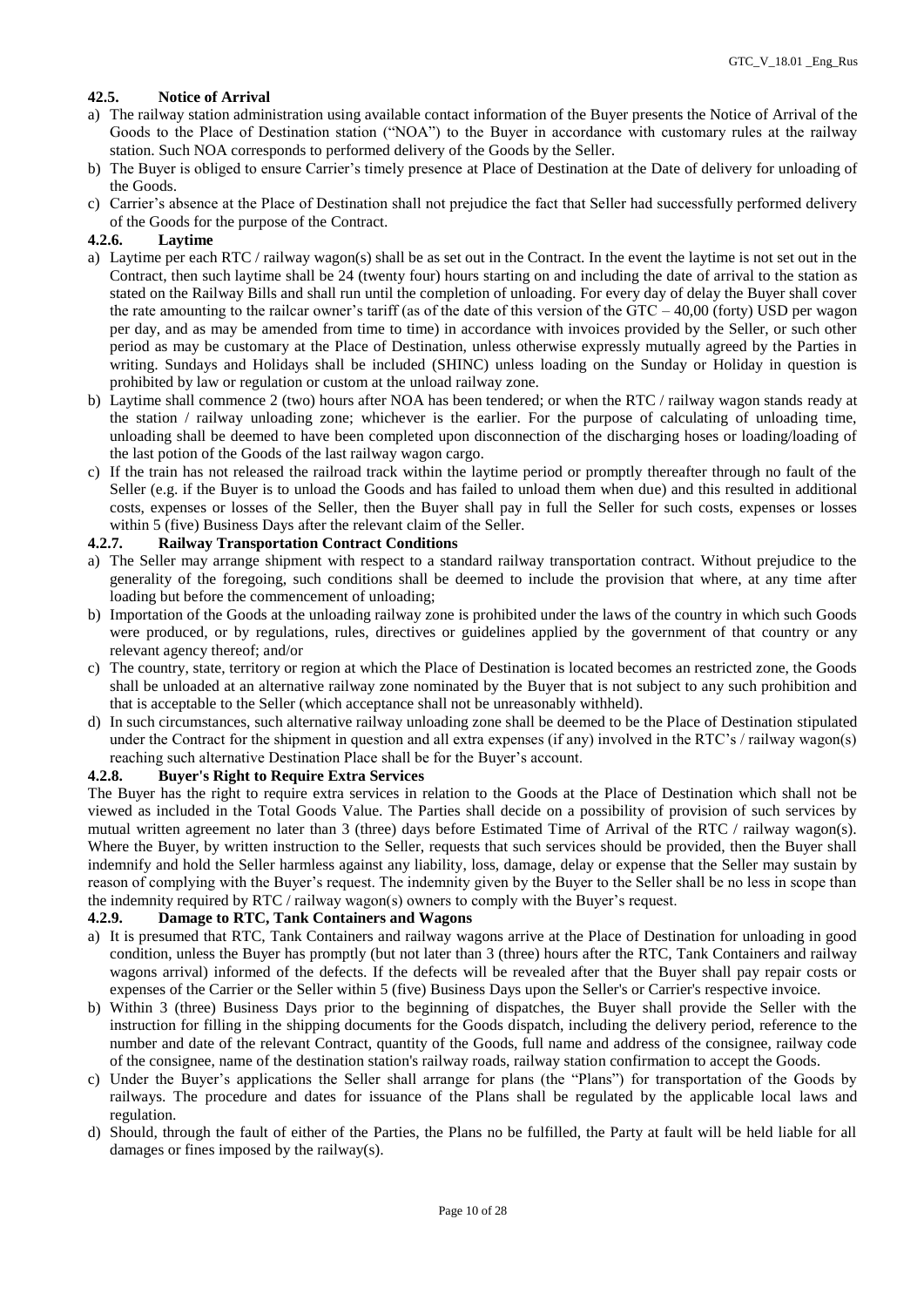#### 42.5. Notice of Arrival

a) The railway station administration using available contact information of the Buyer presents the Notice of Arrival of the Goods to the Place of Destination station ("NOA") to the Buyer in accordance with customary rules at the railway station. Such NOA corresponds to performed delivery of the Goods by the Seller.
b) The Buyer is obliged to ensure Carrier's timely presence at Place of Destination at the Date of delivery for unloading of the Goods.
c) Carrier's absence at the Place of Destination shall not prejudice the fact that Seller had successfully performed delivery of the Goods for the purpose of the Contract.

#### 4.2.6. Laytime

a) Laytime per each RTC / railway wagon(s) shall be as set out in the Contract. In the event the laytime is not set out in the Contract, then such laytime shall be 24 (twenty four) hours starting on and including the date of arrival to the station as stated on the Railway Bills and shall run until the completion of unloading. For every day of delay the Buyer shall cover the rate amounting to the railcar owner's tariff (as of the date of this version of the GTC – 40,00 (forty) USD per wagon per day, and as may be amended from time to time) in accordance with invoices provided by the Seller, or such other period as may be customary at the Place of Destination, unless otherwise expressly mutually agreed by the Parties in writing. Sundays and Holidays shall be included (SHINC) unless loading on the Sunday or Holiday in question is prohibited by law or regulation or custom at the unload railway zone.
b) Laytime shall commence 2 (two) hours after NOA has been tendered; or when the RTC / railway wagon stands ready at the station / railway unloading zone; whichever is the earlier. For the purpose of calculating of unloading time, unloading shall be deemed to have been completed upon disconnection of the discharging hoses or loading/loading of the last potion of the Goods of the last railway wagon cargo.
c) If the train has not released the railroad track within the laytime period or promptly thereafter through no fault of the Seller (e.g. if the Buyer is to unload the Goods and has failed to unload them when due) and this resulted in additional costs, expenses or losses of the Seller, then the Buyer shall pay in full the Seller for such costs, expenses or losses within 5 (five) Business Days after the relevant claim of the Seller.

#### 4.2.7. Railway Transportation Contract Conditions

a) The Seller may arrange shipment with respect to a standard railway transportation contract. Without prejudice to the generality of the foregoing, such conditions shall be deemed to include the provision that where, at any time after loading but before the commencement of unloading;
b) Importation of the Goods at the unloading railway zone is prohibited under the laws of the country in which such Goods were produced, or by regulations, rules, directives or guidelines applied by the government of that country or any relevant agency thereof; and/or
c) The country, state, territory or region at which the Place of Destination is located becomes an restricted zone, the Goods shall be unloaded at an alternative railway zone nominated by the Buyer that is not subject to any such prohibition and that is acceptable to the Seller (which acceptance shall not be unreasonably withheld).
d) In such circumstances, such alternative railway unloading zone shall be deemed to be the Place of Destination stipulated under the Contract for the shipment in question and all extra expenses (if any) involved in the RTC's / railway wagon(s) reaching such alternative Destination Place shall be for the Buyer's account.

#### 4.2.8. Buyer's Right to Require Extra Services

The Buyer has the right to require extra services in relation to the Goods at the Place of Destination which shall not be viewed as included in the Total Goods Value. The Parties shall decide on a possibility of provision of such services by mutual written agreement no later than 3 (three) days before Estimated Time of Arrival of the RTC / railway wagon(s). Where the Buyer, by written instruction to the Seller, requests that such services should be provided, then the Buyer shall indemnify and hold the Seller harmless against any liability, loss, damage, delay or expense that the Seller may sustain by reason of complying with the Buyer's request. The indemnity given by the Buyer to the Seller shall be no less in scope than the indemnity required by RTC / railway wagon(s) owners to comply with the Buyer's request.

#### 4.2.9. Damage to RTC, Tank Containers and Wagons

a) It is presumed that RTC, Tank Containers and railway wagons arrive at the Place of Destination for unloading in good condition, unless the Buyer has promptly (but not later than 3 (three) hours after the RTC, Tank Containers and railway wagons arrival) informed of the defects. If the defects will be revealed after that the Buyer shall pay repair costs or expenses of the Carrier or the Seller within 5 (five) Business Days upon the Seller's or Carrier's respective invoice.
b) Within 3 (three) Business Days prior to the beginning of dispatches, the Buyer shall provide the Seller with the instruction for filling in the shipping documents for the Goods dispatch, including the delivery period, reference to the number and date of the relevant Contract, quantity of the Goods, full name and address of the consignee, railway code of the consignee, name of the destination station's railway roads, railway station confirmation to accept the Goods.
c) Under the Buyer's applications the Seller shall arrange for plans (the "Plans") for transportation of the Goods by railways. The procedure and dates for issuance of the Plans shall be regulated by the applicable local laws and regulation.
d) Should, through the fault of either of the Parties, the Plans no be fulfilled, the Party at fault will be held liable for all damages or fines imposed by the railway(s).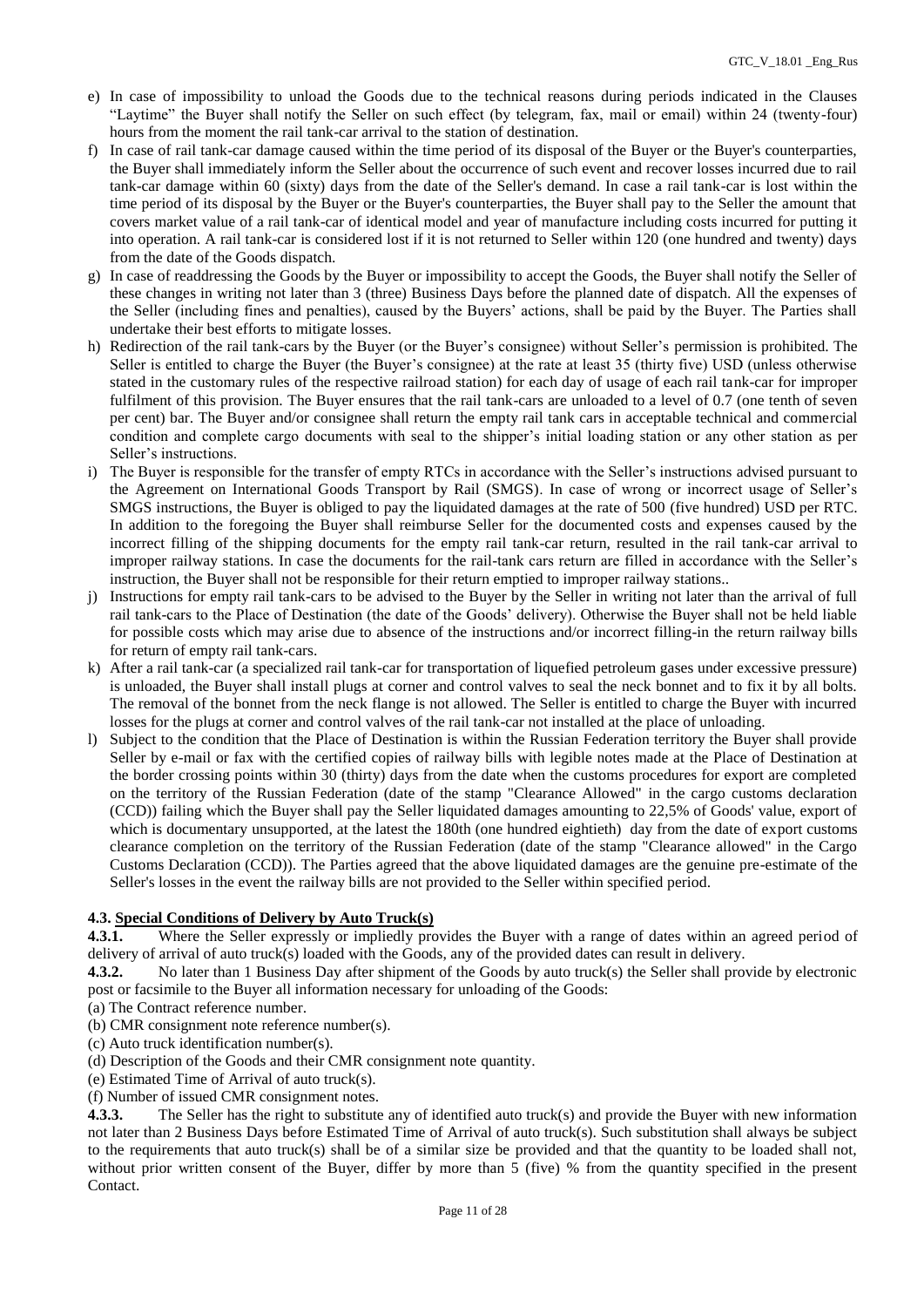e) In case of impossibility to unload the Goods due to the technical reasons during periods indicated in the Clauses "Laytime" the Buyer shall notify the Seller on such effect (by telegram, fax, mail or email) within 24 (twenty-four) hours from the moment the rail tank-car arrival to the station of destination.

f) In case of rail tank-car damage caused within the time period of its disposal of the Buyer or the Buyer's counterparties, the Buyer shall immediately inform the Seller about the occurrence of such event and recover losses incurred due to rail tank-car damage within 60 (sixty) days from the date of the Seller's demand. In case a rail tank-car is lost within the time period of its disposal by the Buyer or the Buyer's counterparties, the Buyer shall pay to the Seller the amount that covers market value of a rail tank-car of identical model and year of manufacture including costs incurred for putting it into operation. A rail tank-car is considered lost if it is not returned to Seller within 120 (one hundred and twenty) days from the date of the Goods dispatch.

g) In case of readdressing the Goods by the Buyer or impossibility to accept the Goods, the Buyer shall notify the Seller of these changes in writing not later than 3 (three) Business Days before the planned date of dispatch. All the expenses of the Seller (including fines and penalties), caused by the Buyers' actions, shall be paid by the Buyer. The Parties shall undertake their best efforts to mitigate losses.

h) Redirection of the rail tank-cars by the Buyer (or the Buyer's consignee) without Seller's permission is prohibited. The Seller is entitled to charge the Buyer (the Buyer's consignee) at the rate at least 35 (thirty five) USD (unless otherwise stated in the customary rules of the respective railroad station) for each day of usage of each rail tank-car for improper fulfilment of this provision. The Buyer ensures that the rail tank-cars are unloaded to a level of 0.7 (one tenth of seven per cent) bar. The Buyer and/or consignee shall return the empty rail tank cars in acceptable technical and commercial condition and complete cargo documents with seal to the shipper's initial loading station or any other station as per Seller's instructions.

i) The Buyer is responsible for the transfer of empty RTCs in accordance with the Seller's instructions advised pursuant to the Agreement on International Goods Transport by Rail (SMGS). In case of wrong or incorrect usage of Seller's SMGS instructions, the Buyer is obliged to pay the liquidated damages at the rate of 500 (five hundred) USD per RTC. In addition to the foregoing the Buyer shall reimburse Seller for the documented costs and expenses caused by the incorrect filling of the shipping documents for the empty rail tank-car return, resulted in the rail tank-car arrival to improper railway stations. In case the documents for the rail-tank cars return are filled in accordance with the Seller's instruction, the Buyer shall not be responsible for their return emptied to improper railway stations..

j) Instructions for empty rail tank-cars to be advised to the Buyer by the Seller in writing not later than the arrival of full rail tank-cars to the Place of Destination (the date of the Goods' delivery). Otherwise the Buyer shall not be held liable for possible costs which may arise due to absence of the instructions and/or incorrect filling-in the return railway bills for return of empty rail tank-cars.

k) After a rail tank-car (a specialized rail tank-car for transportation of liquefied petroleum gases under excessive pressure) is unloaded, the Buyer shall install plugs at corner and control valves to seal the neck bonnet and to fix it by all bolts. The removal of the bonnet from the neck flange is not allowed. The Seller is entitled to charge the Buyer with incurred losses for the plugs at corner and control valves of the rail tank-car not installed at the place of unloading.

l) Subject to the condition that the Place of Destination is within the Russian Federation territory the Buyer shall provide Seller by e-mail or fax with the certified copies of railway bills with legible notes made at the Place of Destination at the border crossing points within 30 (thirty) days from the date when the customs procedures for export are completed on the territory of the Russian Federation (date of the stamp "Clearance Allowed" in the cargo customs declaration (CCD)) failing which the Buyer shall pay the Seller liquidated damages amounting to 22,5% of Goods' value, export of which is documentary unsupported, at the latest the 180th (one hundred eightieth) day from the date of export customs clearance completion on the territory of the Russian Federation (date of the stamp "Clearance allowed" in the Cargo Customs Declaration (CCD)). The Parties agreed that the above liquidated damages are the genuine pre-estimate of the Seller's losses in the event the railway bills are not provided to the Seller within specified period.

### 4.3. Special Conditions of Delivery by Auto Truck(s)

**4.3.1.** Where the Seller expressly or impliedly provides the Buyer with a range of dates within an agreed period of delivery of arrival of auto truck(s) loaded with the Goods, any of the provided dates can result in delivery.

**4.3.2.** No later than 1 Business Day after shipment of the Goods by auto truck(s) the Seller shall provide by electronic post or facsimile to the Buyer all information necessary for unloading of the Goods:

(a) The Contract reference number.
(b) CMR consignment note reference number(s).
(c) Auto truck identification number(s).
(d) Description of the Goods and their CMR consignment note quantity.
(e) Estimated Time of Arrival of auto truck(s).
(f) Number of issued CMR consignment notes.

**4.3.3.** The Seller has the right to substitute any of identified auto truck(s) and provide the Buyer with new information not later than 2 Business Days before Estimated Time of Arrival of auto truck(s). Such substitution shall always be subject to the requirements that auto truck(s) shall be of a similar size be provided and that the quantity to be loaded shall not, without prior written consent of the Buyer, differ by more than 5 (five) % from the quantity specified in the present Contact.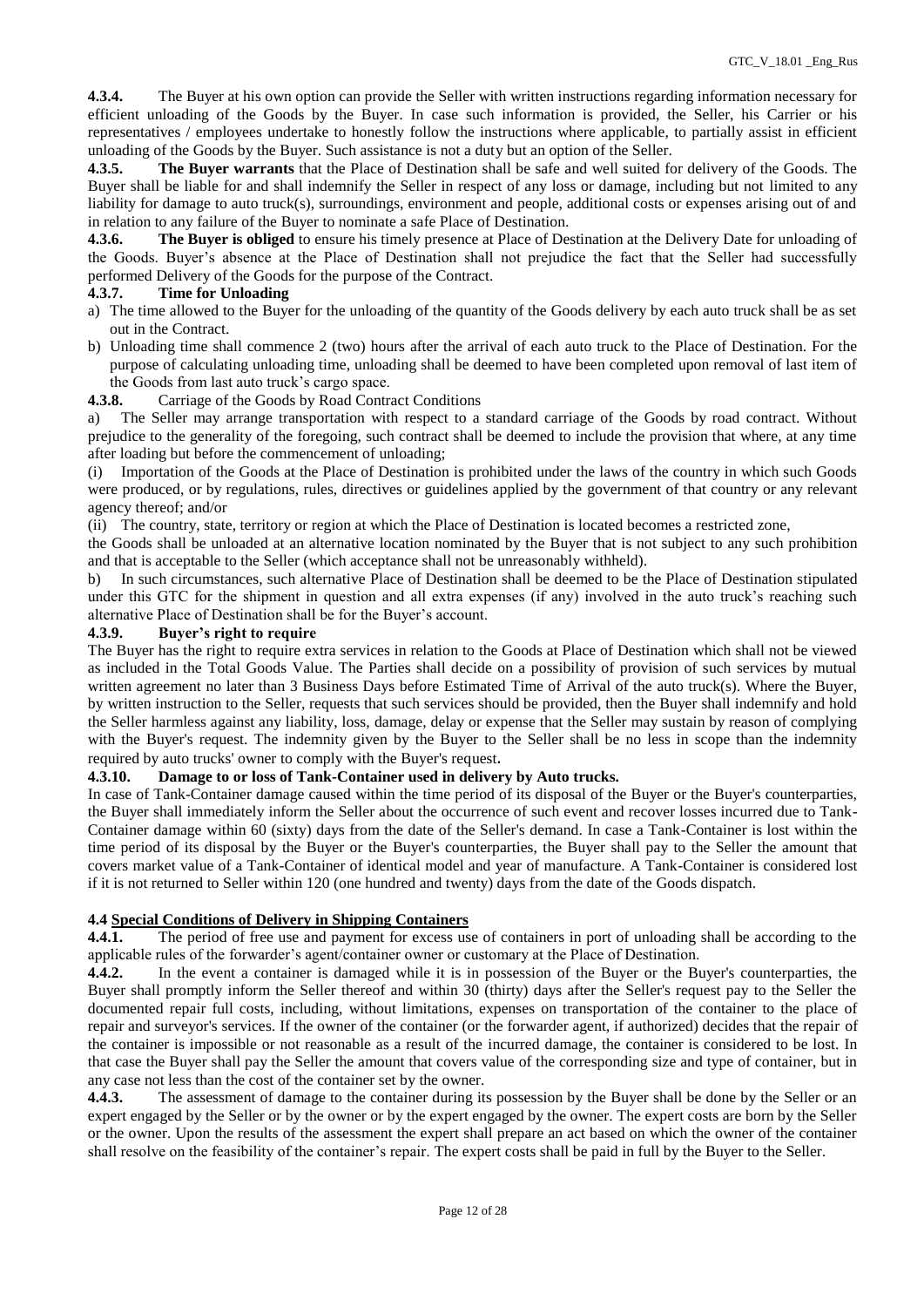**4.3.4.** The Buyer at his own option can provide the Seller with written instructions regarding information necessary for efficient unloading of the Goods by the Buyer. In case such information is provided, the Seller, his Carrier or his representatives / employees undertake to honestly follow the instructions where applicable, to partially assist in efficient unloading of the Goods by the Buyer. Such assistance is not a duty but an option of the Seller.

**4.3.5. The Buyer warrants** that the Place of Destination shall be safe and well suited for delivery of the Goods. The Buyer shall be liable for and shall indemnify the Seller in respect of any loss or damage, including but not limited to any liability for damage to auto truck(s), surroundings, environment and people, additional costs or expenses arising out of and in relation to any failure of the Buyer to nominate a safe Place of Destination.

**4.3.6. The Buyer is obliged** to ensure his timely presence at Place of Destination at the Delivery Date for unloading of the Goods. Buyer's absence at the Place of Destination shall not prejudice the fact that the Seller had successfully performed Delivery of the Goods for the purpose of the Contract.

**4.3.7. Time for Unloading**

a) The time allowed to the Buyer for the unloading of the quantity of the Goods delivery by each auto truck shall be as set out in the Contract.

b) Unloading time shall commence 2 (two) hours after the arrival of each auto truck to the Place of Destination. For the purpose of calculating unloading time, unloading shall be deemed to have been completed upon removal of last item of the Goods from last auto truck's cargo space.

**4.3.8.** Carriage of the Goods by Road Contract Conditions

a) The Seller may arrange transportation with respect to a standard carriage of the Goods by road contract. Without prejudice to the generality of the foregoing, such contract shall be deemed to include the provision that where, at any time after loading but before the commencement of unloading;

(i) Importation of the Goods at the Place of Destination is prohibited under the laws of the country in which such Goods were produced, or by regulations, rules, directives or guidelines applied by the government of that country or any relevant agency thereof; and/or

(ii) The country, state, territory or region at which the Place of Destination is located becomes a restricted zone,

the Goods shall be unloaded at an alternative location nominated by the Buyer that is not subject to any such prohibition and that is acceptable to the Seller (which acceptance shall not be unreasonably withheld).

b) In such circumstances, such alternative Place of Destination shall be deemed to be the Place of Destination stipulated under this GTC for the shipment in question and all extra expenses (if any) involved in the auto truck's reaching such alternative Place of Destination shall be for the Buyer's account.

**4.3.9. Buyer's right to require**

The Buyer has the right to require extra services in relation to the Goods at Place of Destination which shall not be viewed as included in the Total Goods Value. The Parties shall decide on a possibility of provision of such services by mutual written agreement no later than 3 Business Days before Estimated Time of Arrival of the auto truck(s). Where the Buyer, by written instruction to the Seller, requests that such services should be provided, then the Buyer shall indemnify and hold the Seller harmless against any liability, loss, damage, delay or expense that the Seller may sustain by reason of complying with the Buyer's request. The indemnity given by the Buyer to the Seller shall be no less in scope than the indemnity required by auto trucks' owner to comply with the Buyer's request**.**

**4.3.10. Damage to or loss of Tank-Container used in delivery by Auto trucks.**

In case of Tank-Container damage caused within the time period of its disposal of the Buyer or the Buyer's counterparties, the Buyer shall immediately inform the Seller about the occurrence of such event and recover losses incurred due to Tank-Container damage within 60 (sixty) days from the date of the Seller's demand. In case a Tank-Container is lost within the time period of its disposal by the Buyer or the Buyer's counterparties, the Buyer shall pay to the Seller the amount that covers market value of a Tank-Container of identical model and year of manufacture. A Tank-Container is considered lost if it is not returned to Seller within 120 (one hundred and twenty) days from the date of the Goods dispatch.

**4.4 Special Conditions of Delivery in Shipping Containers**

**4.4.1.** The period of free use and payment for excess use of containers in port of unloading shall be according to the applicable rules of the forwarder's agent/container owner or customary at the Place of Destination.

**4.4.2.** In the event a container is damaged while it is in possession of the Buyer or the Buyer's counterparties, the Buyer shall promptly inform the Seller thereof and within 30 (thirty) days after the Seller's request pay to the Seller the documented repair full costs, including, without limitations, expenses on transportation of the container to the place of repair and surveyor's services. If the owner of the container (or the forwarder agent, if authorized) decides that the repair of the container is impossible or not reasonable as a result of the incurred damage, the container is considered to be lost. In that case the Buyer shall pay the Seller the amount that covers value of the corresponding size and type of container, but in any case not less than the cost of the container set by the owner.

**4.4.3.** The assessment of damage to the container during its possession by the Buyer shall be done by the Seller or an expert engaged by the Seller or by the owner or by the expert engaged by the owner. The expert costs are born by the Seller or the owner. Upon the results of the assessment the expert shall prepare an act based on which the owner of the container shall resolve on the feasibility of the container's repair. The expert costs shall be paid in full by the Buyer to the Seller.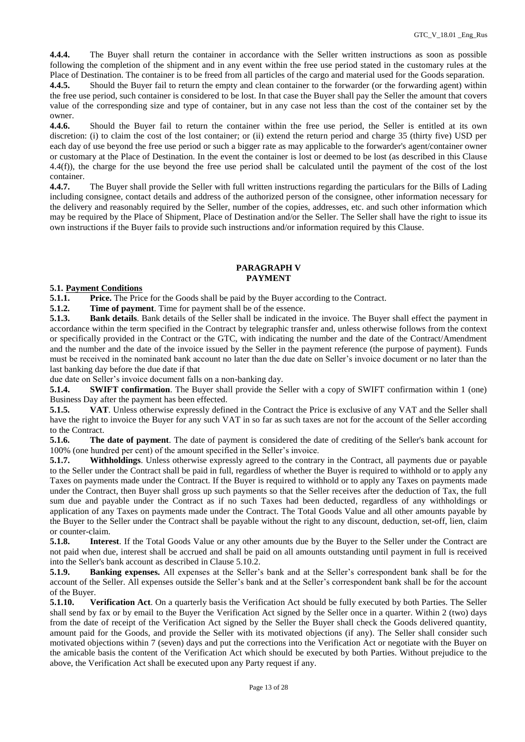**4.4.4.** The Buyer shall return the container in accordance with the Seller written instructions as soon as possible following the completion of the shipment and in any event within the free use period stated in the customary rules at the Place of Destination. The container is to be freed from all particles of the cargo and material used for the Goods separation.

**4.4.5.** Should the Buyer fail to return the empty and clean container to the forwarder (or the forwarding agent) within the free use period, such container is considered to be lost. In that case the Buyer shall pay the Seller the amount that covers value of the corresponding size and type of container, but in any case not less than the cost of the container set by the owner.

**4.4.6.** Should the Buyer fail to return the container within the free use period, the Seller is entitled at its own discretion: (i) to claim the cost of the lost container; or (ii) extend the return period and charge 35 (thirty five) USD per each day of use beyond the free use period or such a bigger rate as may applicable to the forwarder's agent/container owner or customary at the Place of Destination. In the event the container is lost or deemed to be lost (as described in this Clause 4.4(f)), the charge for the use beyond the free use period shall be calculated until the payment of the cost of the lost container.

**4.4.7.** The Buyer shall provide the Seller with full written instructions regarding the particulars for the Bills of Lading including consignee, contact details and address of the authorized person of the consignee, other information necessary for the delivery and reasonably required by the Seller, number of the copies, addresses, etc. and such other information which may be required by the Place of Shipment, Place of Destination and/or the Seller. The Seller shall have the right to issue its own instructions if the Buyer fails to provide such instructions and/or information required by this Clause.

## PARAGRAPH V
## PAYMENT

**5.1. Payment Conditions**

**5.1.1. Price.** The Price for the Goods shall be paid by the Buyer according to the Contract.

**5.1.2. Time of payment**. Time for payment shall be of the essence.

**5.1.3. Bank details**. Bank details of the Seller shall be indicated in the invoice. The Buyer shall effect the payment in accordance within the term specified in the Contract by telegraphic transfer and, unless otherwise follows from the context or specifically provided in the Contract or the GTC, with indicating the number and the date of the Contract/Amendment and the number and the date of the invoice issued by the Seller in the payment reference (the purpose of payment). Funds must be received in the nominated bank account no later than the due date on Seller's invoice document or no later than the last banking day before the due date if that due date on Seller's invoice document falls on a non-banking day.

**5.1.4. SWIFT confirmation**. The Buyer shall provide the Seller with a copy of SWIFT confirmation within 1 (one) Business Day after the payment has been effected.

**5.1.5. VAT**. Unless otherwise expressly defined in the Contract the Price is exclusive of any VAT and the Seller shall have the right to invoice the Buyer for any such VAT in so far as such taxes are not for the account of the Seller according to the Contract.

**5.1.6. The date of payment**. The date of payment is considered the date of crediting of the Seller's bank account for 100% (one hundred per cent) of the amount specified in the Seller's invoice.

**5.1.7. Withholdings**. Unless otherwise expressly agreed to the contrary in the Contract, all payments due or payable to the Seller under the Contract shall be paid in full, regardless of whether the Buyer is required to withhold or to apply any Taxes on payments made under the Contract. If the Buyer is required to withhold or to apply any Taxes on payments made under the Contract, then Buyer shall gross up such payments so that the Seller receives after the deduction of Tax, the full sum due and payable under the Contract as if no such Taxes had been deducted, regardless of any withholdings or application of any Taxes on payments made under the Contract. The Total Goods Value and all other amounts payable by the Buyer to the Seller under the Contract shall be payable without the right to any discount, deduction, set-off, lien, claim or counter-claim.

**5.1.8. Interest**. If the Total Goods Value or any other amounts due by the Buyer to the Seller under the Contract are not paid when due, interest shall be accrued and shall be paid on all amounts outstanding until payment in full is received into the Seller's bank account as described in Clause 5.10.2.

**5.1.9. Banking expenses.** All expenses at the Seller's bank and at the Seller's correspondent bank shall be for the account of the Seller. All expenses outside the Seller's bank and at the Seller's correspondent bank shall be for the account of the Buyer.

**5.1.10. Verification Act**. On a quarterly basis the Verification Act should be fully executed by both Parties. The Seller shall send by fax or by email to the Buyer the Verification Act signed by the Seller once in a quarter. Within 2 (two) days from the date of receipt of the Verification Act signed by the Seller the Buyer shall check the Goods delivered quantity, amount paid for the Goods, and provide the Seller with its motivated objections (if any). The Seller shall consider such motivated objections within 7 (seven) days and put the corrections into the Verification Act or negotiate with the Buyer on the amicable basis the content of the Verification Act which should be executed by both Parties. Without prejudice to the above, the Verification Act shall be executed upon any Party request if any.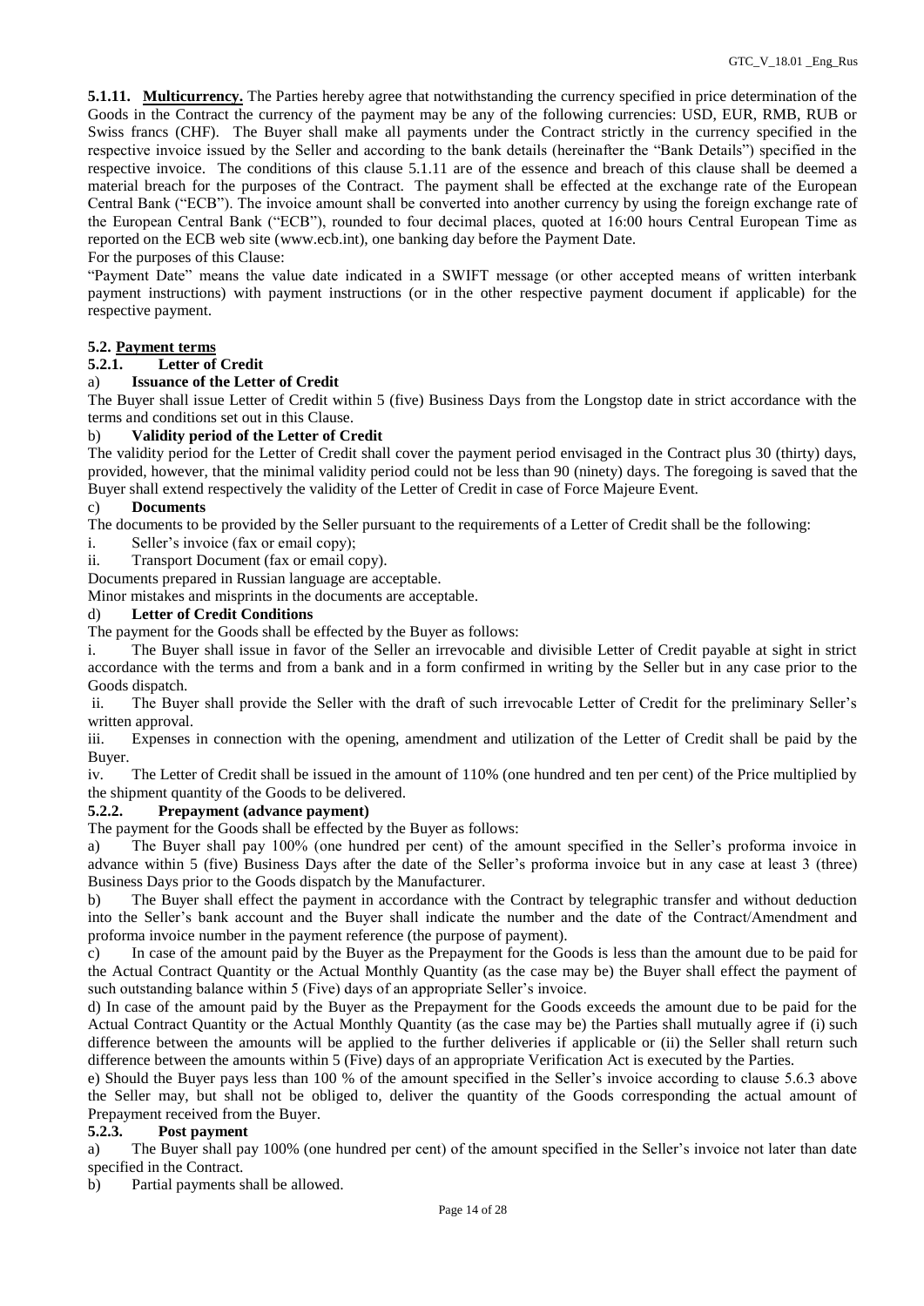**5.1.11. Multicurrency.** The Parties hereby agree that notwithstanding the currency specified in price determination of the Goods in the Contract the currency of the payment may be any of the following currencies: USD, EUR, RMB, RUB or Swiss francs (CHF). The Buyer shall make all payments under the Contract strictly in the currency specified in the respective invoice issued by the Seller and according to the bank details (hereinafter the "Bank Details") specified in the respective invoice. The conditions of this clause 5.1.11 are of the essence and breach of this clause shall be deemed a material breach for the purposes of the Contract. The payment shall be effected at the exchange rate of the European Central Bank ("ECB"). The invoice amount shall be converted into another currency by using the foreign exchange rate of the European Central Bank ("ECB"), rounded to four decimal places, quoted at 16:00 hours Central European Time as reported on the ECB web site (www.ecb.int), one banking day before the Payment Date.

For the purposes of this Clause:

"Payment Date" means the value date indicated in a SWIFT message (or other accepted means of written interbank payment instructions) with payment instructions (or in the other respective payment document if applicable) for the respective payment.

**5.2. Payment terms**

**5.2.1. Letter of Credit**

a) **Issuance of the Letter of Credit**

The Buyer shall issue Letter of Credit within 5 (five) Business Days from the Longstop date in strict accordance with the terms and conditions set out in this Clause.

b) **Validity period of the Letter of Credit**

The validity period for the Letter of Credit shall cover the payment period envisaged in the Contract plus 30 (thirty) days, provided, however, that the minimal validity period could not be less than 90 (ninety) days. The foregoing is saved that the Buyer shall extend respectively the validity of the Letter of Credit in case of Force Majeure Event.

c) **Documents**

The documents to be provided by the Seller pursuant to the requirements of a Letter of Credit shall be the following:

i. Seller's invoice (fax or email copy);

ii. Transport Document (fax or email copy).

Documents prepared in Russian language are acceptable.

Minor mistakes and misprints in the documents are acceptable.

d) **Letter of Credit Conditions**

The payment for the Goods shall be effected by the Buyer as follows:

i. The Buyer shall issue in favor of the Seller an irrevocable and divisible Letter of Credit payable at sight in strict accordance with the terms and from a bank and in a form confirmed in writing by the Seller but in any case prior to the Goods dispatch.

ii. The Buyer shall provide the Seller with the draft of such irrevocable Letter of Credit for the preliminary Seller's written approval.

iii. Expenses in connection with the opening, amendment and utilization of the Letter of Credit shall be paid by the Buyer.

iv. The Letter of Credit shall be issued in the amount of 110% (one hundred and ten per cent) of the Price multiplied by the shipment quantity of the Goods to be delivered.

**5.2.2. Prepayment (advance payment)**

The payment for the Goods shall be effected by the Buyer as follows:

a) The Buyer shall pay 100% (one hundred per cent) of the amount specified in the Seller's proforma invoice in advance within 5 (five) Business Days after the date of the Seller's proforma invoice but in any case at least 3 (three) Business Days prior to the Goods dispatch by the Manufacturer.

b) The Buyer shall effect the payment in accordance with the Contract by telegraphic transfer and without deduction into the Seller's bank account and the Buyer shall indicate the number and the date of the Contract/Amendment and proforma invoice number in the payment reference (the purpose of payment).

c) In case of the amount paid by the Buyer as the Prepayment for the Goods is less than the amount due to be paid for the Actual Contract Quantity or the Actual Monthly Quantity (as the case may be) the Buyer shall effect the payment of such outstanding balance within 5 (Five) days of an appropriate Seller's invoice.

d) In case of the amount paid by the Buyer as the Prepayment for the Goods exceeds the amount due to be paid for the Actual Contract Quantity or the Actual Monthly Quantity (as the case may be) the Parties shall mutually agree if (i) such difference between the amounts will be applied to the further deliveries if applicable or (ii) the Seller shall return such difference between the amounts within 5 (Five) days of an appropriate Verification Act is executed by the Parties.

e) Should the Buyer pays less than 100 % of the amount specified in the Seller's invoice according to clause 5.6.3 above the Seller may, but shall not be obliged to, deliver the quantity of the Goods corresponding the actual amount of Prepayment received from the Buyer.

**5.2.3. Post payment**

a) The Buyer shall pay 100% (one hundred per cent) of the amount specified in the Seller's invoice not later than date specified in the Contract.

b) Partial payments shall be allowed.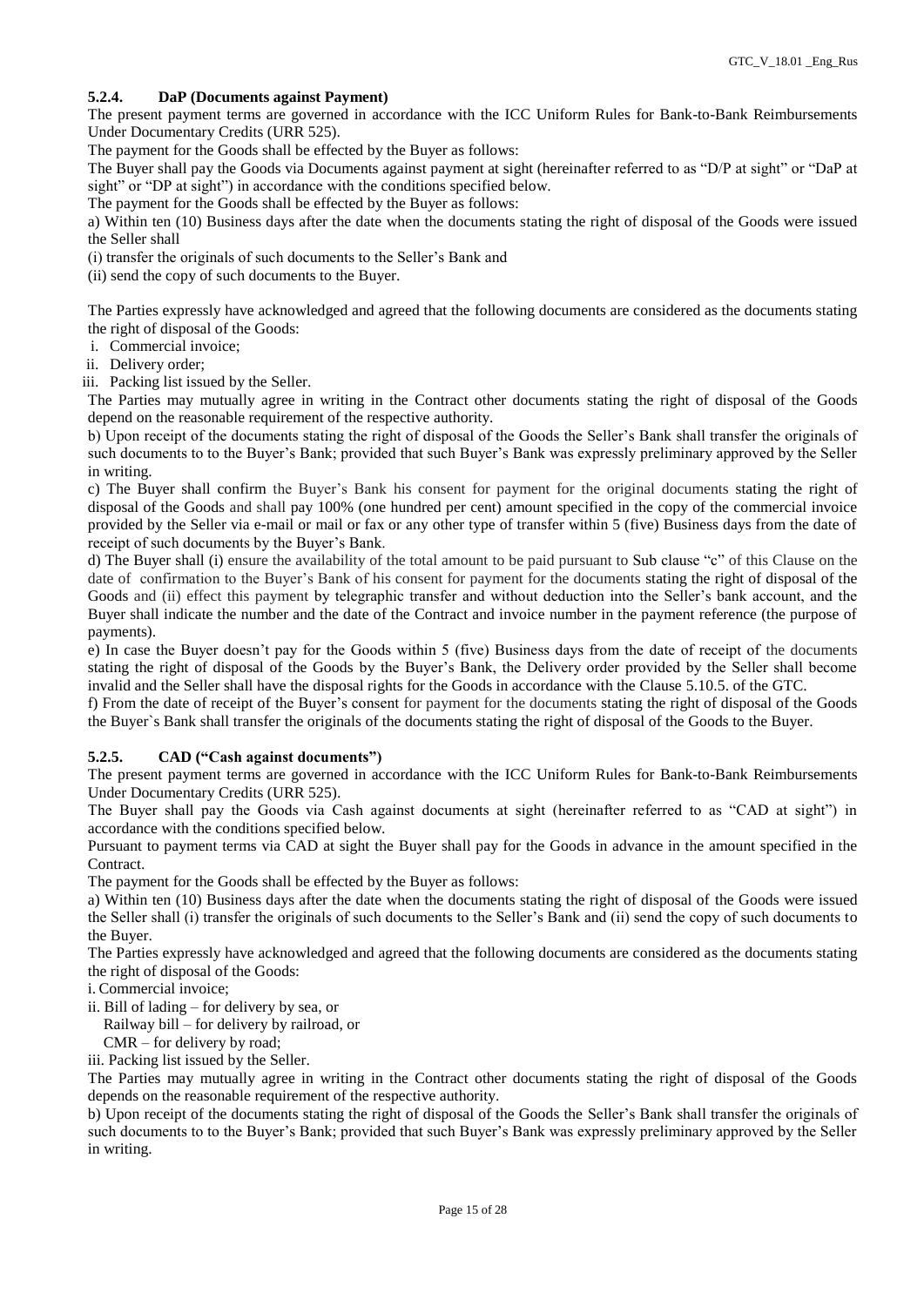#### 5.2.4. DaP (Documents against Payment)

The present payment terms are governed in accordance with the ICC Uniform Rules for Bank-to-Bank Reimbursements Under Documentary Credits (URR 525).

The payment for the Goods shall be effected by the Buyer as follows:

The Buyer shall pay the Goods via Documents against payment at sight (hereinafter referred to as "D/P at sight" or "DaP at sight" or "DP at sight") in accordance with the conditions specified below.

The payment for the Goods shall be effected by the Buyer as follows:

a) Within ten (10) Business days after the date when the documents stating the right of disposal of the Goods were issued the Seller shall

(i) transfer the originals of such documents to the Seller's Bank and

(ii) send the copy of such documents to the Buyer.

The Parties expressly have acknowledged and agreed that the following documents are considered as the documents stating the right of disposal of the Goods:

i. Commercial invoice;
ii. Delivery order;
iii. Packing list issued by the Seller.

The Parties may mutually agree in writing in the Contract other documents stating the right of disposal of the Goods depend on the reasonable requirement of the respective authority.

b) Upon receipt of the documents stating the right of disposal of the Goods the Seller's Bank shall transfer the originals of such documents to to the Buyer's Bank; provided that such Buyer's Bank was expressly preliminary approved by the Seller in writing.

c) The Buyer shall confirm the Buyer's Bank his consent for payment for the original documents stating the right of disposal of the Goods and shall pay 100% (one hundred per cent) amount specified in the copy of the commercial invoice provided by the Seller via e-mail or mail or fax or any other type of transfer within 5 (five) Business days from the date of receipt of such documents by the Buyer's Bank.

d) The Buyer shall (i) ensure the availability of the total amount to be paid pursuant to Sub clause "c" of this Clause on the date of confirmation to the Buyer's Bank of his consent for payment for the documents stating the right of disposal of the Goods and (ii) effect this payment by telegraphic transfer and without deduction into the Seller's bank account, and the Buyer shall indicate the number and the date of the Contract and invoice number in the payment reference (the purpose of payments).

e) In case the Buyer doesn't pay for the Goods within 5 (five) Business days from the date of receipt of the documents stating the right of disposal of the Goods by the Buyer's Bank, the Delivery order provided by the Seller shall become invalid and the Seller shall have the disposal rights for the Goods in accordance with the Clause 5.10.5. of the GTC.

f) From the date of receipt of the Buyer's consent for payment for the documents stating the right of disposal of the Goods the Buyer`s Bank shall transfer the originals of the documents stating the right of disposal of the Goods to the Buyer.

#### 5.2.5. CAD ("Cash against documents")

The present payment terms are governed in accordance with the ICC Uniform Rules for Bank-to-Bank Reimbursements Under Documentary Credits (URR 525).

The Buyer shall pay the Goods via Cash against documents at sight (hereinafter referred to as "CAD at sight") in accordance with the conditions specified below.

Pursuant to payment terms via CAD at sight the Buyer shall pay for the Goods in advance in the amount specified in the Contract.

The payment for the Goods shall be effected by the Buyer as follows:

a) Within ten (10) Business days after the date when the documents stating the right of disposal of the Goods were issued the Seller shall (i) transfer the originals of such documents to the Seller's Bank and (ii) send the copy of such documents to the Buyer.

The Parties expressly have acknowledged and agreed that the following documents are considered as the documents stating the right of disposal of the Goods:

i. Commercial invoice;
ii. Bill of lading – for delivery by sea, or
   Railway bill – for delivery by railroad, or
   CMR – for delivery by road;
iii. Packing list issued by the Seller.

The Parties may mutually agree in writing in the Contract other documents stating the right of disposal of the Goods depends on the reasonable requirement of the respective authority.

b) Upon receipt of the documents stating the right of disposal of the Goods the Seller's Bank shall transfer the originals of such documents to to the Buyer's Bank; provided that such Buyer's Bank was expressly preliminary approved by the Seller in writing.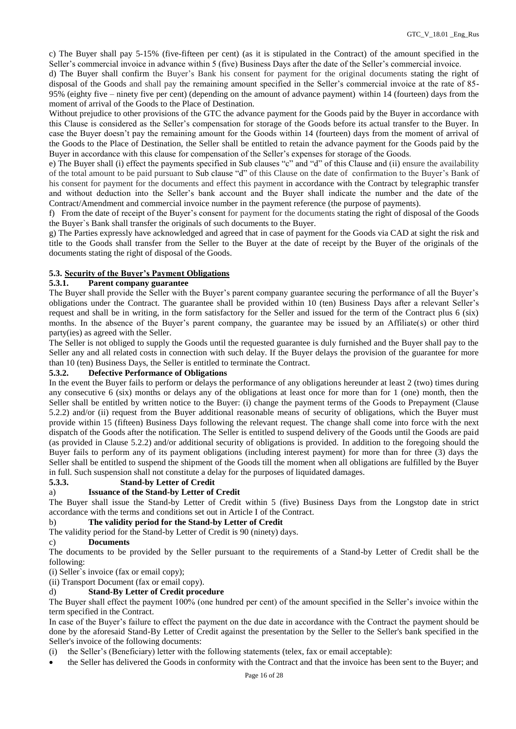c) The Buyer shall pay 5-15% (five-fifteen per cent) (as it is stipulated in the Contract) of the amount specified in the Seller's commercial invoice in advance within 5 (five) Business Days after the date of the Seller's commercial invoice.

d) The Buyer shall confirm the Buyer's Bank his consent for payment for the original documents stating the right of disposal of the Goods and shall pay the remaining amount specified in the Seller's commercial invoice at the rate of 85-95% (eighty five – ninety five per cent) (depending on the amount of advance payment) within 14 (fourteen) days from the moment of arrival of the Goods to the Place of Destination.

Without prejudice to other provisions of the GTC the advance payment for the Goods paid by the Buyer in accordance with this Clause is considered as the Seller's compensation for storage of the Goods before its actual transfer to the Buyer. In case the Buyer doesn't pay the remaining amount for the Goods within 14 (fourteen) days from the moment of arrival of the Goods to the Place of Destination, the Seller shall be entitled to retain the advance payment for the Goods paid by the Buyer in accordance with this clause for compensation of the Seller's expenses for storage of the Goods.

e) The Buyer shall (i) effect the payments specified in Sub clauses "c" and "d" of this Clause and (ii) ensure the availability of the total amount to be paid pursuant to Sub clause "d" of this Clause on the date of confirmation to the Buyer's Bank of his consent for payment for the documents and effect this payment in accordance with the Contract by telegraphic transfer and without deduction into the Seller's bank account and the Buyer shall indicate the number and the date of the Contract/Amendment and commercial invoice number in the payment reference (the purpose of payments).

f) From the date of receipt of the Buyer's consent for payment for the documents stating the right of disposal of the Goods the Buyer`s Bank shall transfer the originals of such documents to the Buyer.

g) The Parties expressly have acknowledged and agreed that in case of payment for the Goods via CAD at sight the risk and title to the Goods shall transfer from the Seller to the Buyer at the date of receipt by the Buyer of the originals of the documents stating the right of disposal of the Goods.

### 5.3. Security of the Buyer's Payment Obligations

#### 5.3.1. Parent company guarantee

The Buyer shall provide the Seller with the Buyer's parent company guarantee securing the performance of all the Buyer's obligations under the Contract. The guarantee shall be provided within 10 (ten) Business Days after a relevant Seller's request and shall be in writing, in the form satisfactory for the Seller and issued for the term of the Contract plus 6 (six) months. In the absence of the Buyer's parent company, the guarantee may be issued by an Affiliate(s) or other third party(ies) as agreed with the Seller.

The Seller is not obliged to supply the Goods until the requested guarantee is duly furnished and the Buyer shall pay to the Seller any and all related costs in connection with such delay. If the Buyer delays the provision of the guarantee for more than 10 (ten) Business Days, the Seller is entitled to terminate the Contract.

#### 5.3.2. Defective Performance of Obligations

In the event the Buyer fails to perform or delays the performance of any obligations hereunder at least 2 (two) times during any consecutive 6 (six) months or delays any of the obligations at least once for more than for 1 (one) month, then the Seller shall be entitled by written notice to the Buyer: (i) change the payment terms of the Goods to Prepayment (Clause 5.2.2) and/or (ii) request from the Buyer additional reasonable means of security of obligations, which the Buyer must provide within 15 (fifteen) Business Days following the relevant request. The change shall come into force with the next dispatch of the Goods after the notification. The Seller is entitled to suspend delivery of the Goods until the Goods are paid (as provided in Clause 5.2.2) and/or additional security of obligations is provided. In addition to the foregoing should the Buyer fails to perform any of its payment obligations (including interest payment) for more than for three (3) days the Seller shall be entitled to suspend the shipment of the Goods till the moment when all obligations are fulfilled by the Buyer in full. Such suspension shall not constitute a delay for the purposes of liquidated damages.

#### 5.3.3. Stand-by Letter of Credit

**a) Issuance of the Stand-by Letter of Credit**

The Buyer shall issue the Stand-by Letter of Credit within 5 (five) Business Days from the Longstop date in strict accordance with the terms and conditions set out in Article I of the Contract.

**b) The validity period for the Stand-by Letter of Credit**

The validity period for the Stand-by Letter of Credit is 90 (ninety) days.

**c) Documents**

The documents to be provided by the Seller pursuant to the requirements of a Stand-by Letter of Credit shall be the following:

(i) Seller`s invoice (fax or email copy);

(ii) Transport Document (fax or email copy).

**d) Stand-By Letter of Credit procedure**

The Buyer shall effect the payment 100% (one hundred per cent) of the amount specified in the Seller's invoice within the term specified in the Contract.

In case of the Buyer's failure to effect the payment on the due date in accordance with the Contract the payment should be done by the aforesaid Stand-By Letter of Credit against the presentation by the Seller to the Seller's bank specified in the Seller's invoice of the following documents:

(i) the Seller's (Beneficiary) letter with the following statements (telex, fax or email acceptable):

- the Seller has delivered the Goods in conformity with the Contract and that the invoice has been sent to the Buyer; and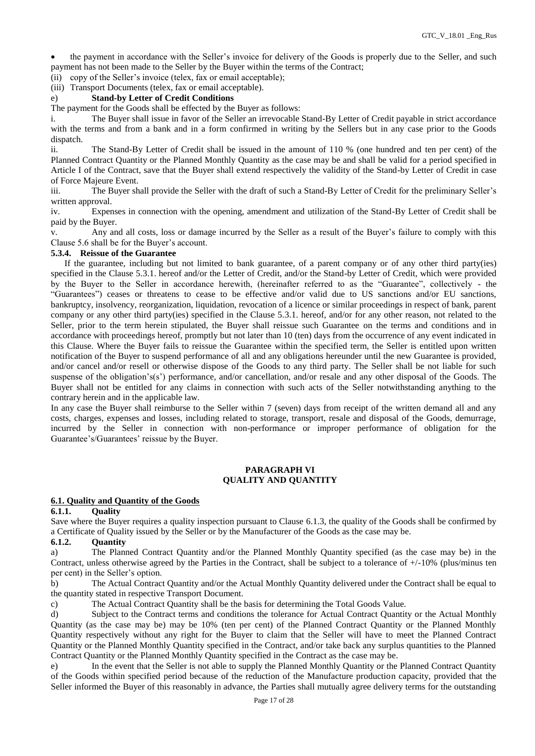- the payment in accordance with the Seller's invoice for delivery of the Goods is properly due to the Seller, and such payment has not been made to the Seller by the Buyer within the terms of the Contract;

(ii) copy of the Seller's invoice (telex, fax or email acceptable);

(iii) Transport Documents (telex, fax or email acceptable).

e) **Stand-by Letter of Credit Conditions**

The payment for the Goods shall be effected by the Buyer as follows:

i. The Buyer shall issue in favor of the Seller an irrevocable Stand-By Letter of Credit payable in strict accordance with the terms and from a bank and in a form confirmed in writing by the Sellers but in any case prior to the Goods dispatch.

ii. The Stand-By Letter of Credit shall be issued in the amount of 110 % (one hundred and ten per cent) of the Planned Contract Quantity or the Planned Monthly Quantity as the case may be and shall be valid for a period specified in Article I of the Contract, save that the Buyer shall extend respectively the validity of the Stand-by Letter of Credit in case of Force Majeure Event.

iii. The Buyer shall provide the Seller with the draft of such a Stand-By Letter of Credit for the preliminary Seller's written approval.

iv. Expenses in connection with the opening, amendment and utilization of the Stand-By Letter of Credit shall be paid by the Buyer.

v. Any and all costs, loss or damage incurred by the Seller as a result of the Buyer's failure to comply with this Clause 5.6 shall be for the Buyer's account.

**5.3.4. Reissue of the Guarantee**

If the guarantee, including but not limited to bank guarantee, of a parent company or of any other third party(ies) specified in the Clause 5.3.1. hereof and/or the Letter of Credit, and/or the Stand-by Letter of Credit, which were provided by the Buyer to the Seller in accordance herewith, (hereinafter referred to as the "Guarantee", collectively - the "Guarantees") ceases or threatens to cease to be effective and/or valid due to US sanctions and/or EU sanctions, bankruptcy, insolvency, reorganization, liquidation, revocation of a licence or similar proceedings in respect of bank, parent company or any other third party(ies) specified in the Clause 5.3.1. hereof, and/or for any other reason, not related to the Seller, prior to the term herein stipulated, the Buyer shall reissue such Guarantee on the terms and conditions and in accordance with proceedings hereof, promptly but not later than 10 (ten) days from the occurrence of any event indicated in this Clause. Where the Buyer fails to reissue the Guarantee within the specified term, the Seller is entitled upon written notification of the Buyer to suspend performance of all and any obligations hereunder until the new Guarantee is provided, and/or cancel and/or resell or otherwise dispose of the Goods to any third party. The Seller shall be not liable for such suspense of the obligation's(s') performance, and/or cancellation, and/or resale and any other disposal of the Goods. The Buyer shall not be entitled for any claims in connection with such acts of the Seller notwithstanding anything to the contrary herein and in the applicable law.

In any case the Buyer shall reimburse to the Seller within 7 (seven) days from receipt of the written demand all and any costs, charges, expenses and losses, including related to storage, transport, resale and disposal of the Goods, demurrage, incurred by the Seller in connection with non-performance or improper performance of obligation for the Guarantee's/Guarantees' reissue by the Buyer.

## PARAGRAPH VI
## QUALITY AND QUANTITY

**6.1. Quality and Quantity of the Goods**

**6.1.1. Quality**

Save where the Buyer requires a quality inspection pursuant to Clause 6.1.3, the quality of the Goods shall be confirmed by a Certificate of Quality issued by the Seller or by the Manufacturer of the Goods as the case may be.

**6.1.2. Quantity**

a) The Planned Contract Quantity and/or the Planned Monthly Quantity specified (as the case may be) in the Contract, unless otherwise agreed by the Parties in the Contract, shall be subject to a tolerance of +/-10% (plus/minus ten per cent) in the Seller's option.

b) The Actual Contract Quantity and/or the Actual Monthly Quantity delivered under the Contract shall be equal to the quantity stated in respective Transport Document.

c) The Actual Contract Quantity shall be the basis for determining the Total Goods Value.

d) Subject to the Contract terms and conditions the tolerance for Actual Contract Quantity or the Actual Monthly Quantity (as the case may be) may be 10% (ten per cent) of the Planned Contract Quantity or the Planned Monthly Quantity respectively without any right for the Buyer to claim that the Seller will have to meet the Planned Contract Quantity or the Planned Monthly Quantity specified in the Contract, and/or take back any surplus quantities to the Planned Contract Quantity or the Planned Monthly Quantity specified in the Contract as the case may be.

e) In the event that the Seller is not able to supply the Planned Monthly Quantity or the Planned Contract Quantity of the Goods within specified period because of the reduction of the Manufacture production capacity, provided that the Seller informed the Buyer of this reasonably in advance, the Parties shall mutually agree delivery terms for the outstanding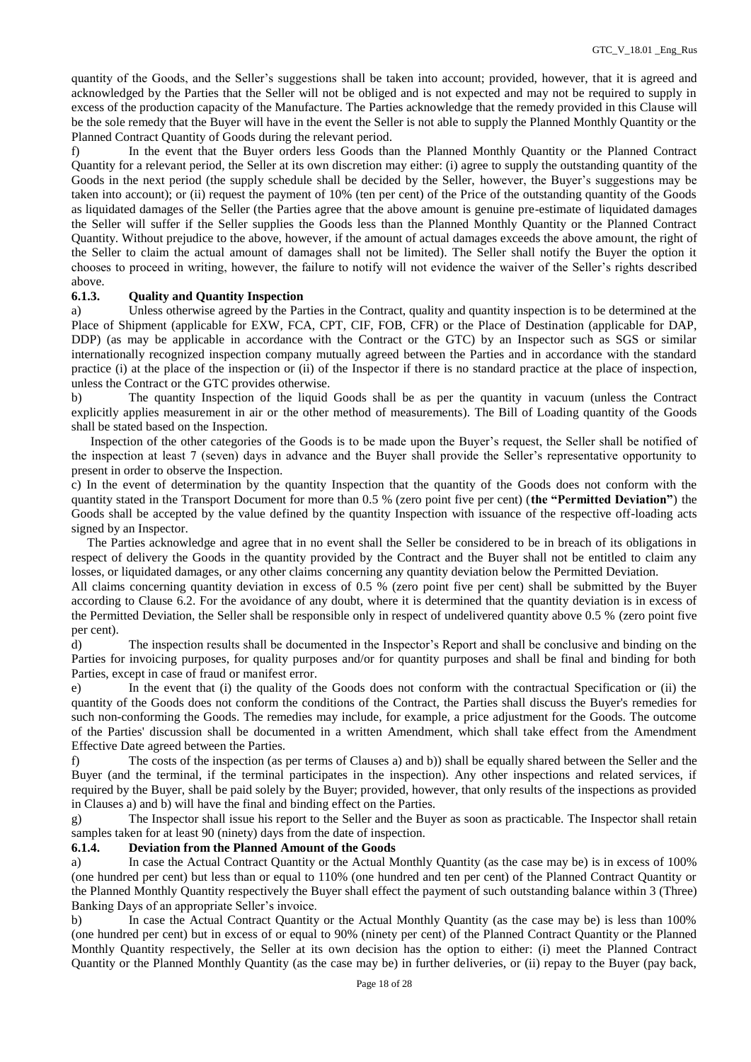quantity of the Goods, and the Seller's suggestions shall be taken into account; provided, however, that it is agreed and acknowledged by the Parties that the Seller will not be obliged and is not expected and may not be required to supply in excess of the production capacity of the Manufacture. The Parties acknowledge that the remedy provided in this Clause will be the sole remedy that the Buyer will have in the event the Seller is not able to supply the Planned Monthly Quantity or the Planned Contract Quantity of Goods during the relevant period.

f) In the event that the Buyer orders less Goods than the Planned Monthly Quantity or the Planned Contract Quantity for a relevant period, the Seller at its own discretion may either: (i) agree to supply the outstanding quantity of the Goods in the next period (the supply schedule shall be decided by the Seller, however, the Buyer's suggestions may be taken into account); or (ii) request the payment of 10% (ten per cent) of the Price of the outstanding quantity of the Goods as liquidated damages of the Seller (the Parties agree that the above amount is genuine pre-estimate of liquidated damages the Seller will suffer if the Seller supplies the Goods less than the Planned Monthly Quantity or the Planned Contract Quantity. Without prejudice to the above, however, if the amount of actual damages exceeds the above amount, the right of the Seller to claim the actual amount of damages shall not be limited). The Seller shall notify the Buyer the option it chooses to proceed in writing, however, the failure to notify will not evidence the waiver of the Seller's rights described above.

#### 6.1.3. Quality and Quantity Inspection

a) Unless otherwise agreed by the Parties in the Contract, quality and quantity inspection is to be determined at the Place of Shipment (applicable for EXW, FCA, CPT, CIF, FOB, CFR) or the Place of Destination (applicable for DAP, DDP) (as may be applicable in accordance with the Contract or the GTC) by an Inspector such as SGS or similar internationally recognized inspection company mutually agreed between the Parties and in accordance with the standard practice (i) at the place of the inspection or (ii) of the Inspector if there is no standard practice at the place of inspection, unless the Contract or the GTC provides otherwise.

b) The quantity Inspection of the liquid Goods shall be as per the quantity in vacuum (unless the Contract explicitly applies measurement in air or the other method of measurements). The Bill of Loading quantity of the Goods shall be stated based on the Inspection.

Inspection of the other categories of the Goods is to be made upon the Buyer's request, the Seller shall be notified of the inspection at least 7 (seven) days in advance and the Buyer shall provide the Seller's representative opportunity to present in order to observe the Inspection.

c) In the event of determination by the quantity Inspection that the quantity of the Goods does not conform with the quantity stated in the Transport Document for more than 0.5 % (zero point five per cent) (**the "Permitted Deviation"**) the Goods shall be accepted by the value defined by the quantity Inspection with issuance of the respective off-loading acts signed by an Inspector.

The Parties acknowledge and agree that in no event shall the Seller be considered to be in breach of its obligations in respect of delivery the Goods in the quantity provided by the Contract and the Buyer shall not be entitled to claim any losses, or liquidated damages, or any other claims concerning any quantity deviation below the Permitted Deviation.

All claims concerning quantity deviation in excess of 0.5 % (zero point five per cent) shall be submitted by the Buyer according to Clause 6.2. For the avoidance of any doubt, where it is determined that the quantity deviation is in excess of the Permitted Deviation, the Seller shall be responsible only in respect of undelivered quantity above 0.5 % (zero point five per cent).

d) The inspection results shall be documented in the Inspector's Report and shall be conclusive and binding on the Parties for invoicing purposes, for quality purposes and/or for quantity purposes and shall be final and binding for both Parties, except in case of fraud or manifest error.

e) In the event that (i) the quality of the Goods does not conform with the contractual Specification or (ii) the quantity of the Goods does not conform the conditions of the Contract, the Parties shall discuss the Buyer's remedies for such non-conforming the Goods. The remedies may include, for example, a price adjustment for the Goods. The outcome of the Parties' discussion shall be documented in a written Amendment, which shall take effect from the Amendment Effective Date agreed between the Parties.

f) The costs of the inspection (as per terms of Clauses a) and b)) shall be equally shared between the Seller and the Buyer (and the terminal, if the terminal participates in the inspection). Any other inspections and related services, if required by the Buyer, shall be paid solely by the Buyer; provided, however, that only results of the inspections as provided in Clauses a) and b) will have the final and binding effect on the Parties.

g) The Inspector shall issue his report to the Seller and the Buyer as soon as practicable. The Inspector shall retain samples taken for at least 90 (ninety) days from the date of inspection.

#### 6.1.4. Deviation from the Planned Amount of the Goods

a) In case the Actual Contract Quantity or the Actual Monthly Quantity (as the case may be) is in excess of 100% (one hundred per cent) but less than or equal to 110% (one hundred and ten per cent) of the Planned Contract Quantity or the Planned Monthly Quantity respectively the Buyer shall effect the payment of such outstanding balance within 3 (Three) Banking Days of an appropriate Seller's invoice.

b) In case the Actual Contract Quantity or the Actual Monthly Quantity (as the case may be) is less than 100% (one hundred per cent) but in excess of or equal to 90% (ninety per cent) of the Planned Contract Quantity or the Planned Monthly Quantity respectively, the Seller at its own decision has the option to either: (i) meet the Planned Contract Quantity or the Planned Monthly Quantity (as the case may be) in further deliveries, or (ii) repay to the Buyer (pay back,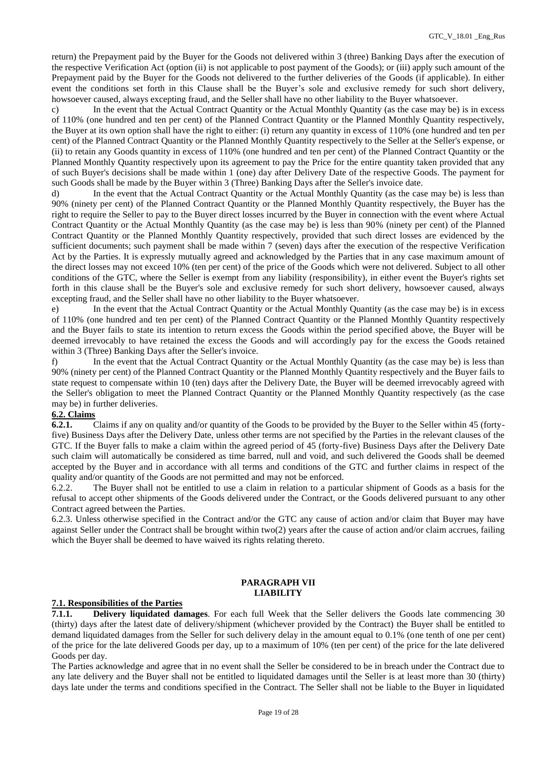return) the Prepayment paid by the Buyer for the Goods not delivered within 3 (three) Banking Days after the execution of the respective Verification Act (option (ii) is not applicable to post payment of the Goods); or (iii) apply such amount of the Prepayment paid by the Buyer for the Goods not delivered to the further deliveries of the Goods (if applicable). In either event the conditions set forth in this Clause shall be the Buyer's sole and exclusive remedy for such short delivery, howsoever caused, always excepting fraud, and the Seller shall have no other liability to the Buyer whatsoever.

c) In the event that the Actual Contract Quantity or the Actual Monthly Quantity (as the case may be) is in excess of 110% (one hundred and ten per cent) of the Planned Contract Quantity or the Planned Monthly Quantity respectively, the Buyer at its own option shall have the right to either: (i) return any quantity in excess of 110% (one hundred and ten per cent) of the Planned Contract Quantity or the Planned Monthly Quantity respectively to the Seller at the Seller's expense, or (ii) to retain any Goods quantity in excess of 110% (one hundred and ten per cent) of the Planned Contract Quantity or the Planned Monthly Quantity respectively upon its agreement to pay the Price for the entire quantity taken provided that any of such Buyer's decisions shall be made within 1 (one) day after Delivery Date of the respective Goods. The payment for such Goods shall be made by the Buyer within 3 (Three) Banking Days after the Seller's invoice date.

d) In the event that the Actual Contract Quantity or the Actual Monthly Quantity (as the case may be) is less than 90% (ninety per cent) of the Planned Contract Quantity or the Planned Monthly Quantity respectively, the Buyer has the right to require the Seller to pay to the Buyer direct losses incurred by the Buyer in connection with the event where Actual Contract Quantity or the Actual Monthly Quantity (as the case may be) is less than 90% (ninety per cent) of the Planned Contract Quantity or the Planned Monthly Quantity respectively, provided that such direct losses are evidenced by the sufficient documents; such payment shall be made within 7 (seven) days after the execution of the respective Verification Act by the Parties. It is expressly mutually agreed and acknowledged by the Parties that in any case maximum amount of the direct losses may not exceed 10% (ten per cent) of the price of the Goods which were not delivered. Subject to all other conditions of the GTC, where the Seller is exempt from any liability (responsibility), in either event the Buyer's rights set forth in this clause shall be the Buyer's sole and exclusive remedy for such short delivery, howsoever caused, always excepting fraud, and the Seller shall have no other liability to the Buyer whatsoever.

e) In the event that the Actual Contract Quantity or the Actual Monthly Quantity (as the case may be) is in excess of 110% (one hundred and ten per cent) of the Planned Contract Quantity or the Planned Monthly Quantity respectively and the Buyer fails to state its intention to return excess the Goods within the period specified above, the Buyer will be deemed irrevocably to have retained the excess the Goods and will accordingly pay for the excess the Goods retained within 3 (Three) Banking Days after the Seller's invoice.

f) In the event that the Actual Contract Quantity or the Actual Monthly Quantity (as the case may be) is less than 90% (ninety per cent) of the Planned Contract Quantity or the Planned Monthly Quantity respectively and the Buyer fails to state request to compensate within 10 (ten) days after the Delivery Date, the Buyer will be deemed irrevocably agreed with the Seller's obligation to meet the Planned Contract Quantity or the Planned Monthly Quantity respectively (as the case may be) in further deliveries.

### 6.2. Claims

**6.2.1.** Claims if any on quality and/or quantity of the Goods to be provided by the Buyer to the Seller within 45 (forty-five) Business Days after the Delivery Date, unless other terms are not specified by the Parties in the relevant clauses of the GTC. If the Buyer falls to make a claim within the agreed period of 45 (forty-five) Business Days after the Delivery Date such claim will automatically be considered as time barred, null and void, and such delivered the Goods shall be deemed accepted by the Buyer and in accordance with all terms and conditions of the GTC and further claims in respect of the quality and/or quantity of the Goods are not permitted and may not be enforced.

6.2.2. The Buyer shall not be entitled to use a claim in relation to a particular shipment of Goods as a basis for the refusal to accept other shipments of the Goods delivered under the Contract, or the Goods delivered pursuant to any other Contract agreed between the Parties.

6.2.3. Unless otherwise specified in the Contract and/or the GTC any cause of action and/or claim that Buyer may have against Seller under the Contract shall be brought within two(2) years after the cause of action and/or claim accrues, failing which the Buyer shall be deemed to have waived its rights relating thereto.

## PARAGRAPH VII
## LIABILITY

### 7.1. Responsibilities of the Parties

**7.1.1. Delivery liquidated damages**. For each full Week that the Seller delivers the Goods late commencing 30 (thirty) days after the latest date of delivery/shipment (whichever provided by the Contract) the Buyer shall be entitled to demand liquidated damages from the Seller for such delivery delay in the amount equal to 0.1% (one tenth of one per cent) of the price for the late delivered Goods per day, up to a maximum of 10% (ten per cent) of the price for the late delivered Goods per day.

The Parties acknowledge and agree that in no event shall the Seller be considered to be in breach under the Contract due to any late delivery and the Buyer shall not be entitled to liquidated damages until the Seller is at least more than 30 (thirty) days late under the terms and conditions specified in the Contract. The Seller shall not be liable to the Buyer in liquidated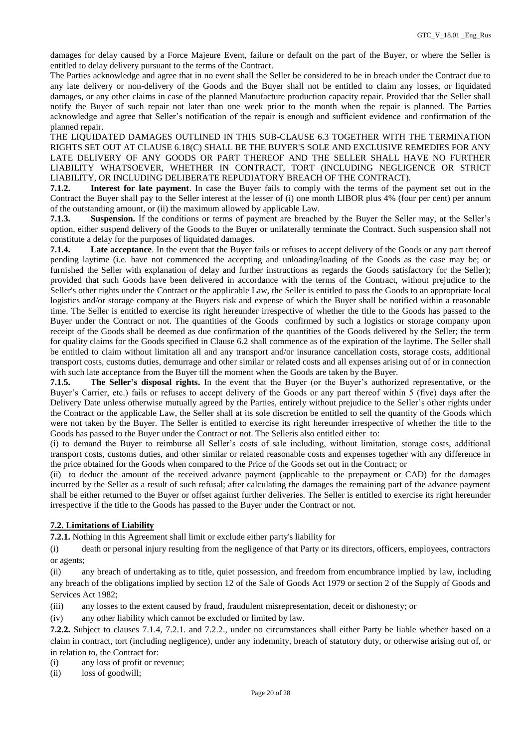damages for delay caused by a Force Majeure Event, failure or default on the part of the Buyer, or where the Seller is entitled to delay delivery pursuant to the terms of the Contract.

The Parties acknowledge and agree that in no event shall the Seller be considered to be in breach under the Contract due to any late delivery or non-delivery of the Goods and the Buyer shall not be entitled to claim any losses, or liquidated damages, or any other claims in case of the planned Manufacture production capacity repair. Provided that the Seller shall notify the Buyer of such repair not later than one week prior to the month when the repair is planned. The Parties acknowledge and agree that Seller's notification of the repair is enough and sufficient evidence and confirmation of the planned repair.

THE LIQUIDATED DAMAGES OUTLINED IN THIS SUB-CLAUSE 6.3 TOGETHER WITH THE TERMINATION RIGHTS SET OUT AT CLAUSE 6.18(C) SHALL BE THE BUYER'S SOLE AND EXCLUSIVE REMEDIES FOR ANY LATE DELIVERY OF ANY GOODS OR PART THEREOF AND THE SELLER SHALL HAVE NO FURTHER LIABILITY WHATSOEVER, WHETHER IN CONTRACT, TORT (INCLUDING NEGLIGENCE OR STRICT LIABILITY, OR INCLUDING DELIBERATE REPUDIATORY BREACH OF THE CONTRACT).

**7.1.2. Interest for late payment**. In case the Buyer fails to comply with the terms of the payment set out in the Contract the Buyer shall pay to the Seller interest at the lesser of (i) one month LIBOR plus 4% (four per cent) per annum of the outstanding amount, or (ii) the maximum allowed by applicable Law.

**7.1.3. Suspension.** If the conditions or terms of payment are breached by the Buyer the Seller may, at the Seller's option, either suspend delivery of the Goods to the Buyer or unilaterally terminate the Contract. Such suspension shall not constitute a delay for the purposes of liquidated damages.

**7.1.4. Late acceptance**. In the event that the Buyer fails or refuses to accept delivery of the Goods or any part thereof pending laytime (i.e. have not commenced the accepting and unloading/loading of the Goods as the case may be; or furnished the Seller with explanation of delay and further instructions as regards the Goods satisfactory for the Seller); provided that such Goods have been delivered in accordance with the terms of the Contract, without prejudice to the Seller's other rights under the Contract or the applicable Law, the Seller is entitled to pass the Goods to an appropriate local logistics and/or storage company at the Buyers risk and expense of which the Buyer shall be notified within a reasonable time. The Seller is entitled to exercise its right hereunder irrespective of whether the title to the Goods has passed to the Buyer under the Contract or not. The quantities of the Goods confirmed by such a logistics or storage company upon receipt of the Goods shall be deemed as due confirmation of the quantities of the Goods delivered by the Seller; the term for quality claims for the Goods specified in Clause 6.2 shall commence as of the expiration of the laytime. The Seller shall be entitled to claim without limitation all and any transport and/or insurance cancellation costs, storage costs, additional transport costs, customs duties, demurrage and other similar or related costs and all expenses arising out of or in connection with such late acceptance from the Buyer till the moment when the Goods are taken by the Buyer.

**7.1.5. The Seller's disposal rights.** In the event that the Buyer (or the Buyer's authorized representative, or the Buyer's Carrier, etc.) fails or refuses to accept delivery of the Goods or any part thereof within 5 (five) days after the Delivery Date unless otherwise mutually agreed by the Parties, entirely without prejudice to the Seller's other rights under the Contract or the applicable Law, the Seller shall at its sole discretion be entitled to sell the quantity of the Goods which were not taken by the Buyer. The Seller is entitled to exercise its right hereunder irrespective of whether the title to the Goods has passed to the Buyer under the Contract or not. The Selleris also entitled either to:

(i) to demand the Buyer to reimburse all Seller's costs of sale including, without limitation, storage costs, additional transport costs, customs duties, and other similar or related reasonable costs and expenses together with any difference in the price obtained for the Goods when compared to the Price of the Goods set out in the Contract; or

(ii) to deduct the amount of the received advance payment (applicable to the prepayment or CAD) for the damages incurred by the Seller as a result of such refusal; after calculating the damages the remaining part of the advance payment shall be either returned to the Buyer or offset against further deliveries. The Seller is entitled to exercise its right hereunder irrespective if the title to the Goods has passed to the Buyer under the Contract or not.

**7.2. Limitations of Liability**

**7.2.1.** Nothing in this Agreement shall limit or exclude either party's liability for

(i) death or personal injury resulting from the negligence of that Party or its directors, officers, employees, contractors or agents;

(ii) any breach of undertaking as to title, quiet possession, and freedom from encumbrance implied by law, including any breach of the obligations implied by section 12 of the Sale of Goods Act 1979 or section 2 of the Supply of Goods and Services Act 1982;

(iii) any losses to the extent caused by fraud, fraudulent misrepresentation, deceit or dishonesty; or

(iv) any other liability which cannot be excluded or limited by law.

**7.2.2.** Subject to clauses 7.1.4, 7.2.1. and 7.2.2., under no circumstances shall either Party be liable whether based on a claim in contract, tort (including negligence), under any indemnity, breach of statutory duty, or otherwise arising out of, or in relation to, the Contract for:

(i) any loss of profit or revenue;

(ii) loss of goodwill;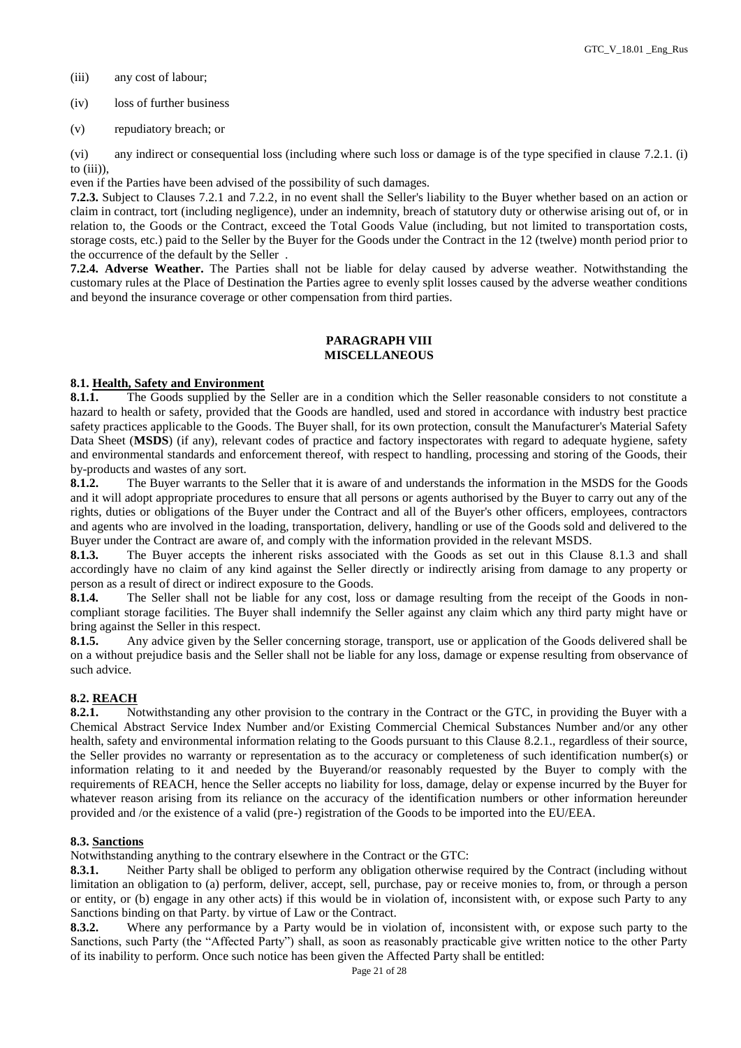(iii) any cost of labour;

(iv) loss of further business

(v) repudiatory breach; or

(vi) any indirect or consequential loss (including where such loss or damage is of the type specified in clause 7.2.1. (i) to (iii)),

even if the Parties have been advised of the possibility of such damages.

**7.2.3.** Subject to Clauses 7.2.1 and 7.2.2, in no event shall the Seller's liability to the Buyer whether based on an action or claim in contract, tort (including negligence), under an indemnity, breach of statutory duty or otherwise arising out of, or in relation to, the Goods or the Contract, exceed the Total Goods Value (including, but not limited to transportation costs, storage costs, etc.) paid to the Seller by the Buyer for the Goods under the Contract in the 12 (twelve) month period prior to the occurrence of the default by the Seller .

**7.2.4. Adverse Weather.** The Parties shall not be liable for delay caused by adverse weather. Notwithstanding the customary rules at the Place of Destination the Parties agree to evenly split losses caused by the adverse weather conditions and beyond the insurance coverage or other compensation from third parties.

## PARAGRAPH VIII
## MISCELLANEOUS

### 8.1. Health, Safety and Environment

**8.1.1.** The Goods supplied by the Seller are in a condition which the Seller reasonable considers to not constitute a hazard to health or safety, provided that the Goods are handled, used and stored in accordance with industry best practice safety practices applicable to the Goods. The Buyer shall, for its own protection, consult the Manufacturer's Material Safety Data Sheet (**MSDS**) (if any), relevant codes of practice and factory inspectorates with regard to adequate hygiene, safety and environmental standards and enforcement thereof, with respect to handling, processing and storing of the Goods, their by-products and wastes of any sort.

**8.1.2.** The Buyer warrants to the Seller that it is aware of and understands the information in the MSDS for the Goods and it will adopt appropriate procedures to ensure that all persons or agents authorised by the Buyer to carry out any of the rights, duties or obligations of the Buyer under the Contract and all of the Buyer's other officers, employees, contractors and agents who are involved in the loading, transportation, delivery, handling or use of the Goods sold and delivered to the Buyer under the Contract are aware of, and comply with the information provided in the relevant MSDS.

**8.1.3.** The Buyer accepts the inherent risks associated with the Goods as set out in this Clause 8.1.3 and shall accordingly have no claim of any kind against the Seller directly or indirectly arising from damage to any property or person as a result of direct or indirect exposure to the Goods.

**8.1.4.** The Seller shall not be liable for any cost, loss or damage resulting from the receipt of the Goods in non-compliant storage facilities. The Buyer shall indemnify the Seller against any claim which any third party might have or bring against the Seller in this respect.

**8.1.5.** Any advice given by the Seller concerning storage, transport, use or application of the Goods delivered shall be on a without prejudice basis and the Seller shall not be liable for any loss, damage or expense resulting from observance of such advice.

### 8.2. REACH

**8.2.1.** Notwithstanding any other provision to the contrary in the Contract or the GTC, in providing the Buyer with a Chemical Abstract Service Index Number and/or Existing Commercial Chemical Substances Number and/or any other health, safety and environmental information relating to the Goods pursuant to this Clause 8.2.1., regardless of their source, the Seller provides no warranty or representation as to the accuracy or completeness of such identification number(s) or information relating to it and needed by the Buyerand/or reasonably requested by the Buyer to comply with the requirements of REACH, hence the Seller accepts no liability for loss, damage, delay or expense incurred by the Buyer for whatever reason arising from its reliance on the accuracy of the identification numbers or other information hereunder provided and /or the existence of a valid (pre-) registration of the Goods to be imported into the EU/EEA.

### 8.3. Sanctions

Notwithstanding anything to the contrary elsewhere in the Contract or the GTC:

**8.3.1.** Neither Party shall be obliged to perform any obligation otherwise required by the Contract (including without limitation an obligation to (a) perform, deliver, accept, sell, purchase, pay or receive monies to, from, or through a person or entity, or (b) engage in any other acts) if this would be in violation of, inconsistent with, or expose such Party to any Sanctions binding on that Party. by virtue of Law or the Contract.

**8.3.2.** Where any performance by a Party would be in violation of, inconsistent with, or expose such party to the Sanctions, such Party (the "Affected Party") shall, as soon as reasonably practicable give written notice to the other Party of its inability to perform. Once such notice has been given the Affected Party shall be entitled: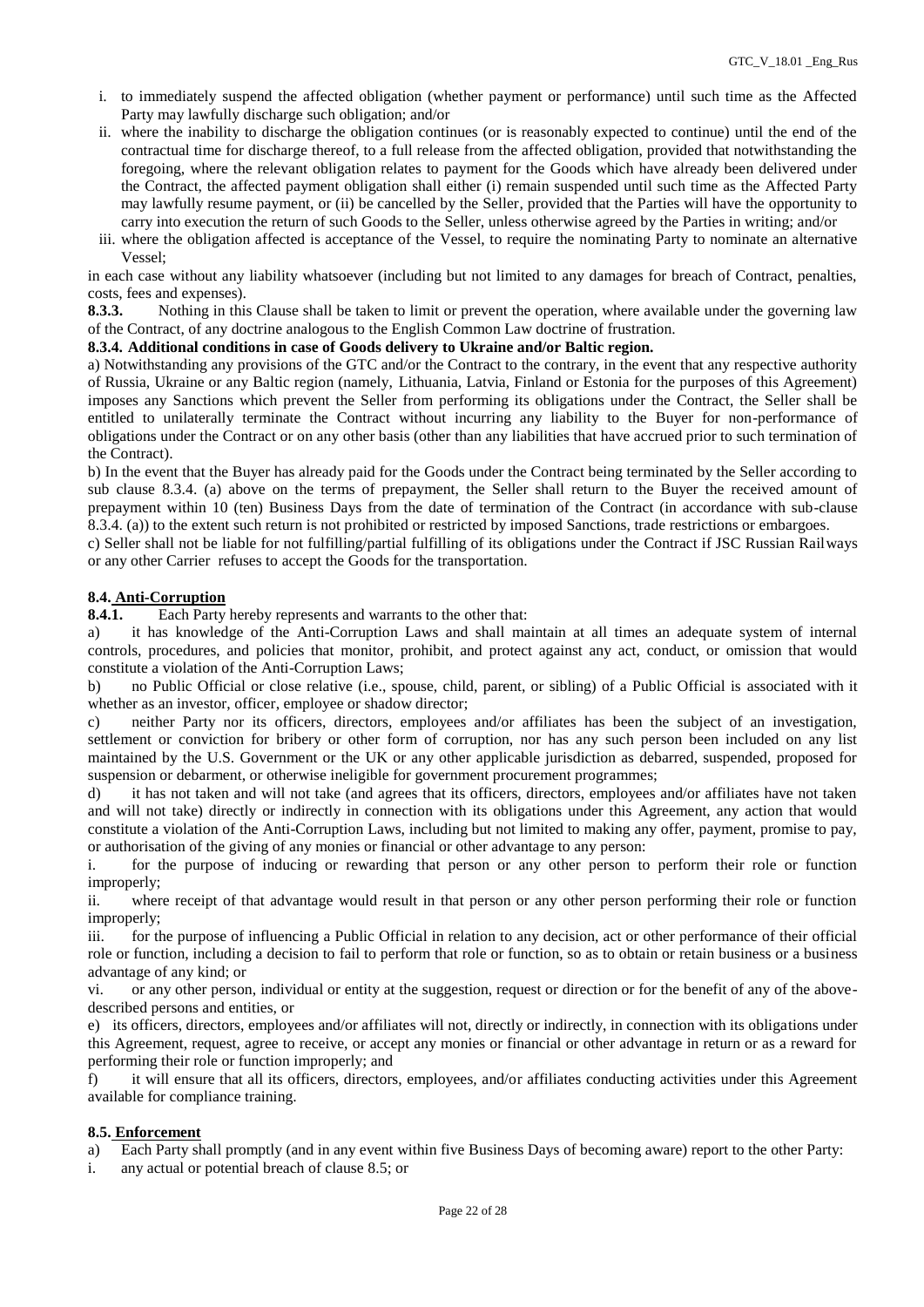i. to immediately suspend the affected obligation (whether payment or performance) until such time as the Affected Party may lawfully discharge such obligation; and/or

ii. where the inability to discharge the obligation continues (or is reasonably expected to continue) until the end of the contractual time for discharge thereof, to a full release from the affected obligation, provided that notwithstanding the foregoing, where the relevant obligation relates to payment for the Goods which have already been delivered under the Contract, the affected payment obligation shall either (i) remain suspended until such time as the Affected Party may lawfully resume payment, or (ii) be cancelled by the Seller, provided that the Parties will have the opportunity to carry into execution the return of such Goods to the Seller, unless otherwise agreed by the Parties in writing; and/or

iii. where the obligation affected is acceptance of the Vessel, to require the nominating Party to nominate an alternative Vessel;

in each case without any liability whatsoever (including but not limited to any damages for breach of Contract, penalties, costs, fees and expenses).

**8.3.3.** Nothing in this Clause shall be taken to limit or prevent the operation, where available under the governing law of the Contract, of any doctrine analogous to the English Common Law doctrine of frustration.

**8.3.4. Additional conditions in case of Goods delivery to Ukraine and/or Baltic region.**

a) Notwithstanding any provisions of the GTC and/or the Contract to the contrary, in the event that any respective authority of Russia, Ukraine or any Baltic region (namely, Lithuania, Latvia, Finland or Estonia for the purposes of this Agreement) imposes any Sanctions which prevent the Seller from performing its obligations under the Contract, the Seller shall be entitled to unilaterally terminate the Contract without incurring any liability to the Buyer for non-performance of obligations under the Contract or on any other basis (other than any liabilities that have accrued prior to such termination of the Contract).

b) In the event that the Buyer has already paid for the Goods under the Contract being terminated by the Seller according to sub clause 8.3.4. (a) above on the terms of prepayment, the Seller shall return to the Buyer the received amount of prepayment within 10 (ten) Business Days from the date of termination of the Contract (in accordance with sub-clause 8.3.4. (a)) to the extent such return is not prohibited or restricted by imposed Sanctions, trade restrictions or embargoes.

c) Seller shall not be liable for not fulfilling/partial fulfilling of its obligations under the Contract if JSC Russian Railways or any other Carrier refuses to accept the Goods for the transportation.

**8.4. Anti-Corruption**

**8.4.1.** Each Party hereby represents and warrants to the other that:

a) it has knowledge of the Anti-Corruption Laws and shall maintain at all times an adequate system of internal controls, procedures, and policies that monitor, prohibit, and protect against any act, conduct, or omission that would constitute a violation of the Anti-Corruption Laws;

b) no Public Official or close relative (i.e., spouse, child, parent, or sibling) of a Public Official is associated with it whether as an investor, officer, employee or shadow director;

c) neither Party nor its officers, directors, employees and/or affiliates has been the subject of an investigation, settlement or conviction for bribery or other form of corruption, nor has any such person been included on any list maintained by the U.S. Government or the UK or any other applicable jurisdiction as debarred, suspended, proposed for suspension or debarment, or otherwise ineligible for government procurement programmes;

d) it has not taken and will not take (and agrees that its officers, directors, employees and/or affiliates have not taken and will not take) directly or indirectly in connection with its obligations under this Agreement, any action that would constitute a violation of the Anti-Corruption Laws, including but not limited to making any offer, payment, promise to pay, or authorisation of the giving of any monies or financial or other advantage to any person:

i. for the purpose of inducing or rewarding that person or any other person to perform their role or function improperly;

ii. where receipt of that advantage would result in that person or any other person performing their role or function improperly;

iii. for the purpose of influencing a Public Official in relation to any decision, act or other performance of their official role or function, including a decision to fail to perform that role or function, so as to obtain or retain business or a business advantage of any kind; or

vi. or any other person, individual or entity at the suggestion, request or direction or for the benefit of any of the above-described persons and entities, or

e) its officers, directors, employees and/or affiliates will not, directly or indirectly, in connection with its obligations under this Agreement, request, agree to receive, or accept any monies or financial or other advantage in return or as a reward for performing their role or function improperly; and

f) it will ensure that all its officers, directors, employees, and/or affiliates conducting activities under this Agreement available for compliance training.

**8.5. Enforcement**

a) Each Party shall promptly (and in any event within five Business Days of becoming aware) report to the other Party:

i. any actual or potential breach of clause 8.5; or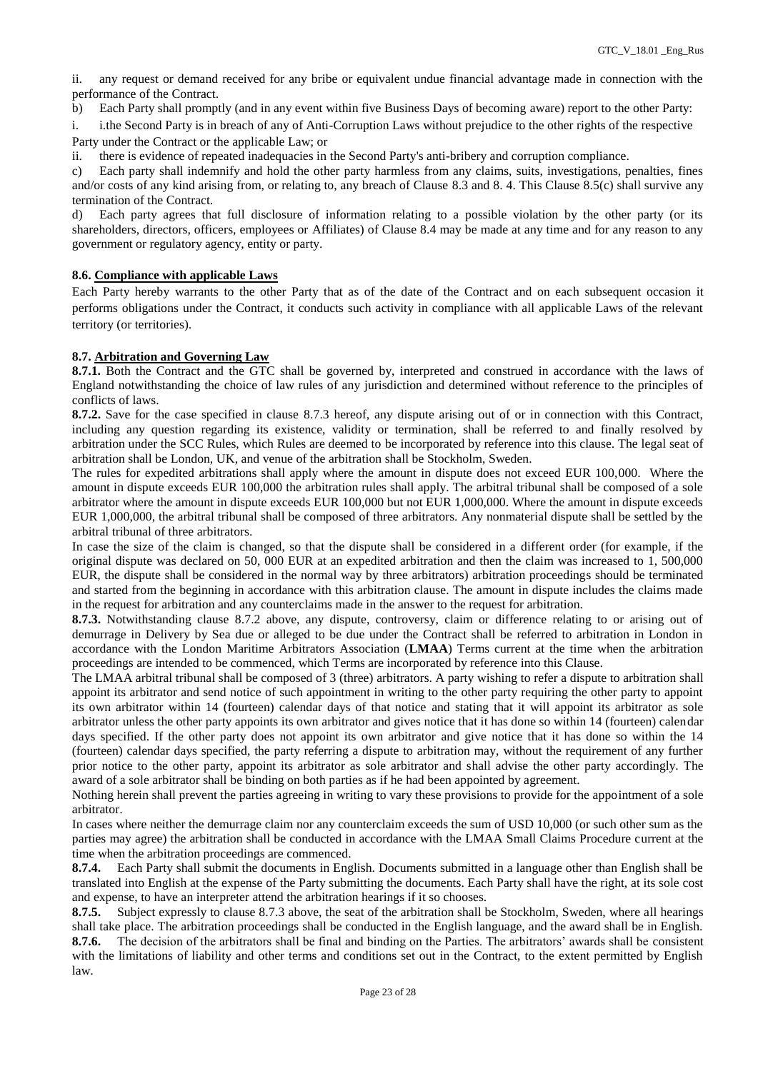ii. any request or demand received for any bribe or equivalent undue financial advantage made in connection with the performance of the Contract.

b) Each Party shall promptly (and in any event within five Business Days of becoming aware) report to the other Party:

i. i.the Second Party is in breach of any of Anti-Corruption Laws without prejudice to the other rights of the respective Party under the Contract or the applicable Law; or

ii. there is evidence of repeated inadequacies in the Second Party's anti-bribery and corruption compliance.

c) Each party shall indemnify and hold the other party harmless from any claims, suits, investigations, penalties, fines and/or costs of any kind arising from, or relating to, any breach of Clause 8.3 and 8. 4. This Clause 8.5(c) shall survive any termination of the Contract.

d) Each party agrees that full disclosure of information relating to a possible violation by the other party (or its shareholders, directors, officers, employees or Affiliates) of Clause 8.4 may be made at any time and for any reason to any government or regulatory agency, entity or party.

**8.6. Compliance with applicable Laws**

Each Party hereby warrants to the other Party that as of the date of the Contract and on each subsequent occasion it performs obligations under the Contract, it conducts such activity in compliance with all applicable Laws of the relevant territory (or territories).

**8.7. Arbitration and Governing Law**

**8.7.1.** Both the Contract and the GTC shall be governed by, interpreted and construed in accordance with the laws of England notwithstanding the choice of law rules of any jurisdiction and determined without reference to the principles of conflicts of laws.

**8.7.2.** Save for the case specified in clause 8.7.3 hereof, any dispute arising out of or in connection with this Contract, including any question regarding its existence, validity or termination, shall be referred to and finally resolved by arbitration under the SCC Rules, which Rules are deemed to be incorporated by reference into this clause. The legal seat of arbitration shall be London, UK, and venue of the arbitration shall be Stockholm, Sweden.

The rules for expedited arbitrations shall apply where the amount in dispute does not exceed EUR 100,000. Where the amount in dispute exceeds EUR 100,000 the arbitration rules shall apply. The arbitral tribunal shall be composed of a sole arbitrator where the amount in dispute exceeds EUR 100,000 but not EUR 1,000,000. Where the amount in dispute exceeds EUR 1,000,000, the arbitral tribunal shall be composed of three arbitrators. Any nonmaterial dispute shall be settled by the arbitral tribunal of three arbitrators.

In case the size of the claim is changed, so that the dispute shall be considered in a different order (for example, if the original dispute was declared on 50, 000 EUR at an expedited arbitration and then the claim was increased to 1, 500,000 EUR, the dispute shall be considered in the normal way by three arbitrators) arbitration proceedings should be terminated and started from the beginning in accordance with this arbitration clause. The amount in dispute includes the claims made in the request for arbitration and any counterclaims made in the answer to the request for arbitration.

**8.7.3.** Notwithstanding clause 8.7.2 above, any dispute, controversy, claim or difference relating to or arising out of demurrage in Delivery by Sea due or alleged to be due under the Contract shall be referred to arbitration in London in accordance with the London Maritime Arbitrators Association (**LMAA**) Terms current at the time when the arbitration proceedings are intended to be commenced, which Terms are incorporated by reference into this Clause.

The LMAA arbitral tribunal shall be composed of 3 (three) arbitrators. A party wishing to refer a dispute to arbitration shall appoint its arbitrator and send notice of such appointment in writing to the other party requiring the other party to appoint its own arbitrator within 14 (fourteen) calendar days of that notice and stating that it will appoint its arbitrator as sole arbitrator unless the other party appoints its own arbitrator and gives notice that it has done so within 14 (fourteen) calendar days specified. If the other party does not appoint its own arbitrator and give notice that it has done so within the 14 (fourteen) calendar days specified, the party referring a dispute to arbitration may, without the requirement of any further prior notice to the other party, appoint its arbitrator as sole arbitrator and shall advise the other party accordingly. The award of a sole arbitrator shall be binding on both parties as if he had been appointed by agreement.

Nothing herein shall prevent the parties agreeing in writing to vary these provisions to provide for the appointment of a sole arbitrator.

In cases where neither the demurrage claim nor any counterclaim exceeds the sum of USD 10,000 (or such other sum as the parties may agree) the arbitration shall be conducted in accordance with the LMAA Small Claims Procedure current at the time when the arbitration proceedings are commenced.

**8.7.4.** Each Party shall submit the documents in English. Documents submitted in a language other than English shall be translated into English at the expense of the Party submitting the documents. Each Party shall have the right, at its sole cost and expense, to have an interpreter attend the arbitration hearings if it so chooses.

**8.7.5.** Subject expressly to clause 8.7.3 above, the seat of the arbitration shall be Stockholm, Sweden, where all hearings shall take place. The arbitration proceedings shall be conducted in the English language, and the award shall be in English.

**8.7.6.** The decision of the arbitrators shall be final and binding on the Parties. The arbitrators' awards shall be consistent with the limitations of liability and other terms and conditions set out in the Contract, to the extent permitted by English law.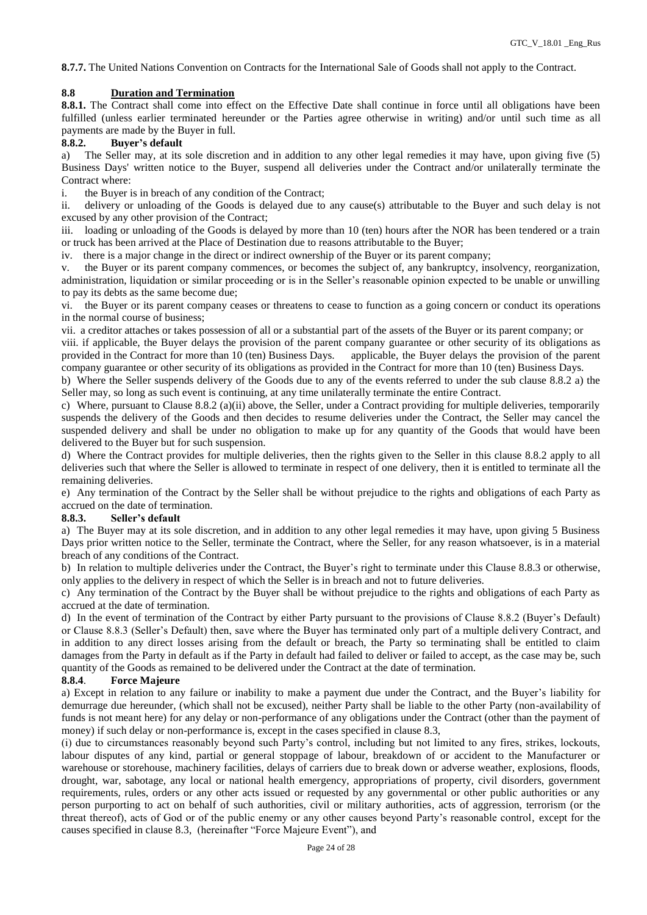**8.7.7.** The United Nations Convention on Contracts for the International Sale of Goods shall not apply to the Contract.

**8.8 Duration and Termination**

**8.8.1.** The Contract shall come into effect on the Effective Date shall continue in force until all obligations have been fulfilled (unless earlier terminated hereunder or the Parties agree otherwise in writing) and/or until such time as all payments are made by the Buyer in full.

**8.8.2. Buyer's default**

a) The Seller may, at its sole discretion and in addition to any other legal remedies it may have, upon giving five (5) Business Days' written notice to the Buyer, suspend all deliveries under the Contract and/or unilaterally terminate the Contract where:

i. the Buyer is in breach of any condition of the Contract;

ii. delivery or unloading of the Goods is delayed due to any cause(s) attributable to the Buyer and such delay is not excused by any other provision of the Contract;

iii. loading or unloading of the Goods is delayed by more than 10 (ten) hours after the NOR has been tendered or a train or truck has been arrived at the Place of Destination due to reasons attributable to the Buyer;

iv. there is a major change in the direct or indirect ownership of the Buyer or its parent company;

v. the Buyer or its parent company commences, or becomes the subject of, any bankruptcy, insolvency, reorganization, administration, liquidation or similar proceeding or is in the Seller's reasonable opinion expected to be unable or unwilling to pay its debts as the same become due;

vi. the Buyer or its parent company ceases or threatens to cease to function as a going concern or conduct its operations in the normal course of business;

vii. a creditor attaches or takes possession of all or a substantial part of the assets of the Buyer or its parent company; or

viii. if applicable, the Buyer delays the provision of the parent company guarantee or other security of its obligations as provided in the Contract for more than 10 (ten) Business Days. applicable, the Buyer delays the provision of the parent company guarantee or other security of its obligations as provided in the Contract for more than 10 (ten) Business Days.

b) Where the Seller suspends delivery of the Goods due to any of the events referred to under the sub clause 8.8.2 a) the Seller may, so long as such event is continuing, at any time unilaterally terminate the entire Contract.

c) Where, pursuant to Clause 8.8.2 (a)(ii) above, the Seller, under a Contract providing for multiple deliveries, temporarily suspends the delivery of the Goods and then decides to resume deliveries under the Contract, the Seller may cancel the suspended delivery and shall be under no obligation to make up for any quantity of the Goods that would have been delivered to the Buyer but for such suspension.

d) Where the Contract provides for multiple deliveries, then the rights given to the Seller in this clause 8.8.2 apply to all deliveries such that where the Seller is allowed to terminate in respect of one delivery, then it is entitled to terminate all the remaining deliveries.

e) Any termination of the Contract by the Seller shall be without prejudice to the rights and obligations of each Party as accrued on the date of termination.

**8.8.3. Seller's default**

a) The Buyer may at its sole discretion, and in addition to any other legal remedies it may have, upon giving 5 Business Days prior written notice to the Seller, terminate the Contract, where the Seller, for any reason whatsoever, is in a material breach of any conditions of the Contract.

b) In relation to multiple deliveries under the Contract, the Buyer's right to terminate under this Clause 8.8.3 or otherwise, only applies to the delivery in respect of which the Seller is in breach and not to future deliveries.

c) Any termination of the Contract by the Buyer shall be without prejudice to the rights and obligations of each Party as accrued at the date of termination.

d) In the event of termination of the Contract by either Party pursuant to the provisions of Clause 8.8.2 (Buyer's Default) or Clause 8.8.3 (Seller's Default) then, save where the Buyer has terminated only part of a multiple delivery Contract, and in addition to any direct losses arising from the default or breach, the Party so terminating shall be entitled to claim damages from the Party in default as if the Party in default had failed to deliver or failed to accept, as the case may be, such quantity of the Goods as remained to be delivered under the Contract at the date of termination.

**8.8.4. Force Majeure**

a) Except in relation to any failure or inability to make a payment due under the Contract, and the Buyer's liability for demurrage due hereunder, (which shall not be excused), neither Party shall be liable to the other Party (non-availability of funds is not meant here) for any delay or non-performance of any obligations under the Contract (other than the payment of money) if such delay or non-performance is, except in the cases specified in clause 8.3,

(i) due to circumstances reasonably beyond such Party's control, including but not limited to any fires, strikes, lockouts, labour disputes of any kind, partial or general stoppage of labour, breakdown of or accident to the Manufacturer or warehouse or storehouse, machinery facilities, delays of carriers due to break down or adverse weather, explosions, floods, drought, war, sabotage, any local or national health emergency, appropriations of property, civil disorders, government requirements, rules, orders or any other acts issued or requested by any governmental or other public authorities or any person purporting to act on behalf of such authorities, civil or military authorities, acts of aggression, terrorism (or the threat thereof), acts of God or of the public enemy or any other causes beyond Party's reasonable control, except for the causes specified in clause 8.3, (hereinafter "Force Majeure Event"), and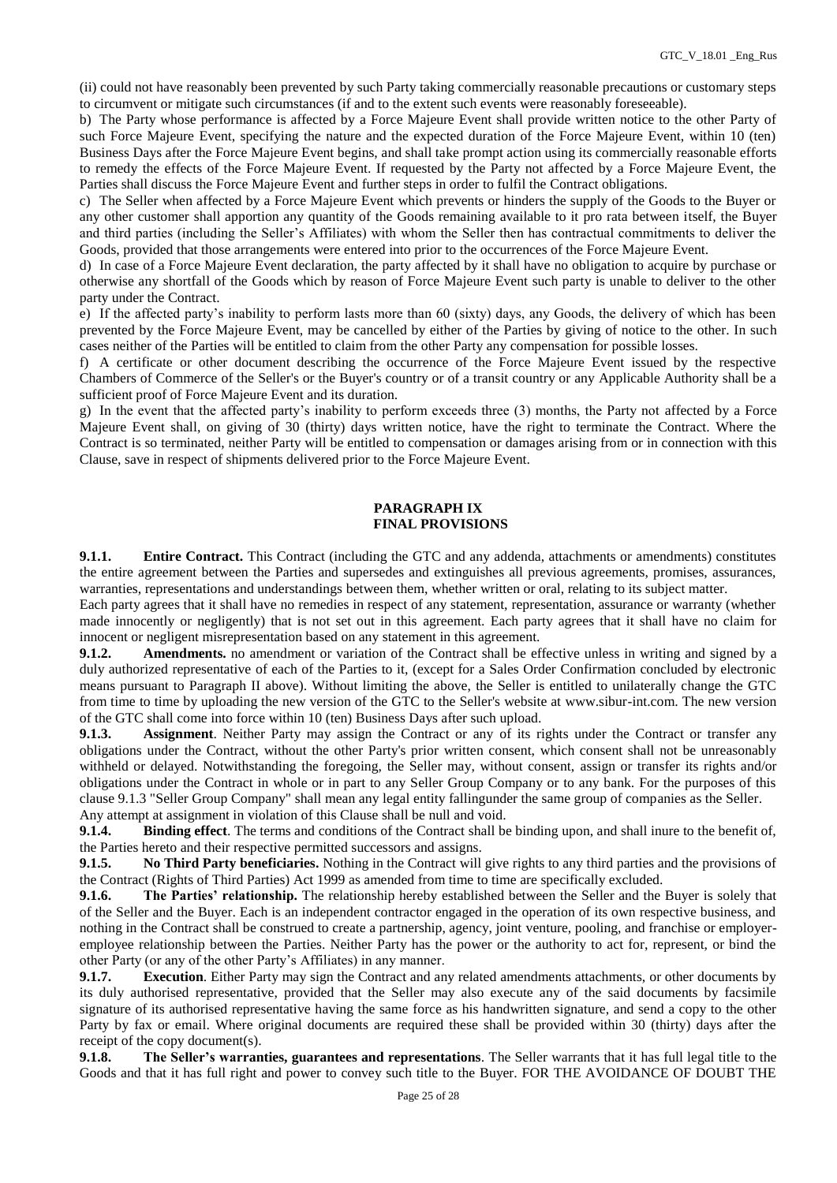(ii) could not have reasonably been prevented by such Party taking commercially reasonable precautions or customary steps to circumvent or mitigate such circumstances (if and to the extent such events were reasonably foreseeable).

b) The Party whose performance is affected by a Force Majeure Event shall provide written notice to the other Party of such Force Majeure Event, specifying the nature and the expected duration of the Force Majeure Event, within 10 (ten) Business Days after the Force Majeure Event begins, and shall take prompt action using its commercially reasonable efforts to remedy the effects of the Force Majeure Event. If requested by the Party not affected by a Force Majeure Event, the Parties shall discuss the Force Majeure Event and further steps in order to fulfil the Contract obligations.

c) The Seller when affected by a Force Majeure Event which prevents or hinders the supply of the Goods to the Buyer or any other customer shall apportion any quantity of the Goods remaining available to it pro rata between itself, the Buyer and third parties (including the Seller's Affiliates) with whom the Seller then has contractual commitments to deliver the Goods, provided that those arrangements were entered into prior to the occurrences of the Force Majeure Event.

d) In case of a Force Majeure Event declaration, the party affected by it shall have no obligation to acquire by purchase or otherwise any shortfall of the Goods which by reason of Force Majeure Event such party is unable to deliver to the other party under the Contract.

e) If the affected party's inability to perform lasts more than 60 (sixty) days, any Goods, the delivery of which has been prevented by the Force Majeure Event, may be cancelled by either of the Parties by giving of notice to the other. In such cases neither of the Parties will be entitled to claim from the other Party any compensation for possible losses.

f) A certificate or other document describing the occurrence of the Force Majeure Event issued by the respective Chambers of Commerce of the Seller's or the Buyer's country or of a transit country or any Applicable Authority shall be a sufficient proof of Force Majeure Event and its duration.

g) In the event that the affected party's inability to perform exceeds three (3) months, the Party not affected by a Force Majeure Event shall, on giving of 30 (thirty) days written notice, have the right to terminate the Contract. Where the Contract is so terminated, neither Party will be entitled to compensation or damages arising from or in connection with this Clause, save in respect of shipments delivered prior to the Force Majeure Event.

## PARAGRAPH IX
## FINAL PROVISIONS

**9.1.1. Entire Contract.** This Contract (including the GTC and any addenda, attachments or amendments) constitutes the entire agreement between the Parties and supersedes and extinguishes all previous agreements, promises, assurances, warranties, representations and understandings between them, whether written or oral, relating to its subject matter.

Each party agrees that it shall have no remedies in respect of any statement, representation, assurance or warranty (whether made innocently or negligently) that is not set out in this agreement. Each party agrees that it shall have no claim for innocent or negligent misrepresentation based on any statement in this agreement.

**9.1.2. Amendments.** no amendment or variation of the Contract shall be effective unless in writing and signed by a duly authorized representative of each of the Parties to it, (except for a Sales Order Confirmation concluded by electronic means pursuant to Paragraph II above). Without limiting the above, the Seller is entitled to unilaterally change the GTC from time to time by uploading the new version of the GTC to the Seller's website at www.sibur-int.com. The new version of the GTC shall come into force within 10 (ten) Business Days after such upload.

**9.1.3. Assignment**. Neither Party may assign the Contract or any of its rights under the Contract or transfer any obligations under the Contract, without the other Party's prior written consent, which consent shall not be unreasonably withheld or delayed. Notwithstanding the foregoing, the Seller may, without consent, assign or transfer its rights and/or obligations under the Contract in whole or in part to any Seller Group Company or to any bank. For the purposes of this clause 9.1.3 "Seller Group Company" shall mean any legal entity fallingunder the same group of companies as the Seller. Any attempt at assignment in violation of this Clause shall be null and void.

**9.1.4. Binding effect**. The terms and conditions of the Contract shall be binding upon, and shall inure to the benefit of, the Parties hereto and their respective permitted successors and assigns.

**9.1.5. No Third Party beneficiaries.** Nothing in the Contract will give rights to any third parties and the provisions of the Contract (Rights of Third Parties) Act 1999 as amended from time to time are specifically excluded.

**9.1.6. The Parties' relationship.** The relationship hereby established between the Seller and the Buyer is solely that of the Seller and the Buyer. Each is an independent contractor engaged in the operation of its own respective business, and nothing in the Contract shall be construed to create a partnership, agency, joint venture, pooling, and franchise or employer-employee relationship between the Parties. Neither Party has the power or the authority to act for, represent, or bind the other Party (or any of the other Party's Affiliates) in any manner.

**9.1.7. Execution**. Either Party may sign the Contract and any related amendments attachments, or other documents by its duly authorised representative, provided that the Seller may also execute any of the said documents by facsimile signature of its authorised representative having the same force as his handwritten signature, and send a copy to the other Party by fax or email. Where original documents are required these shall be provided within 30 (thirty) days after the receipt of the copy document(s).

**9.1.8. The Seller's warranties, guarantees and representations**. The Seller warrants that it has full legal title to the Goods and that it has full right and power to convey such title to the Buyer. FOR THE AVOIDANCE OF DOUBT THE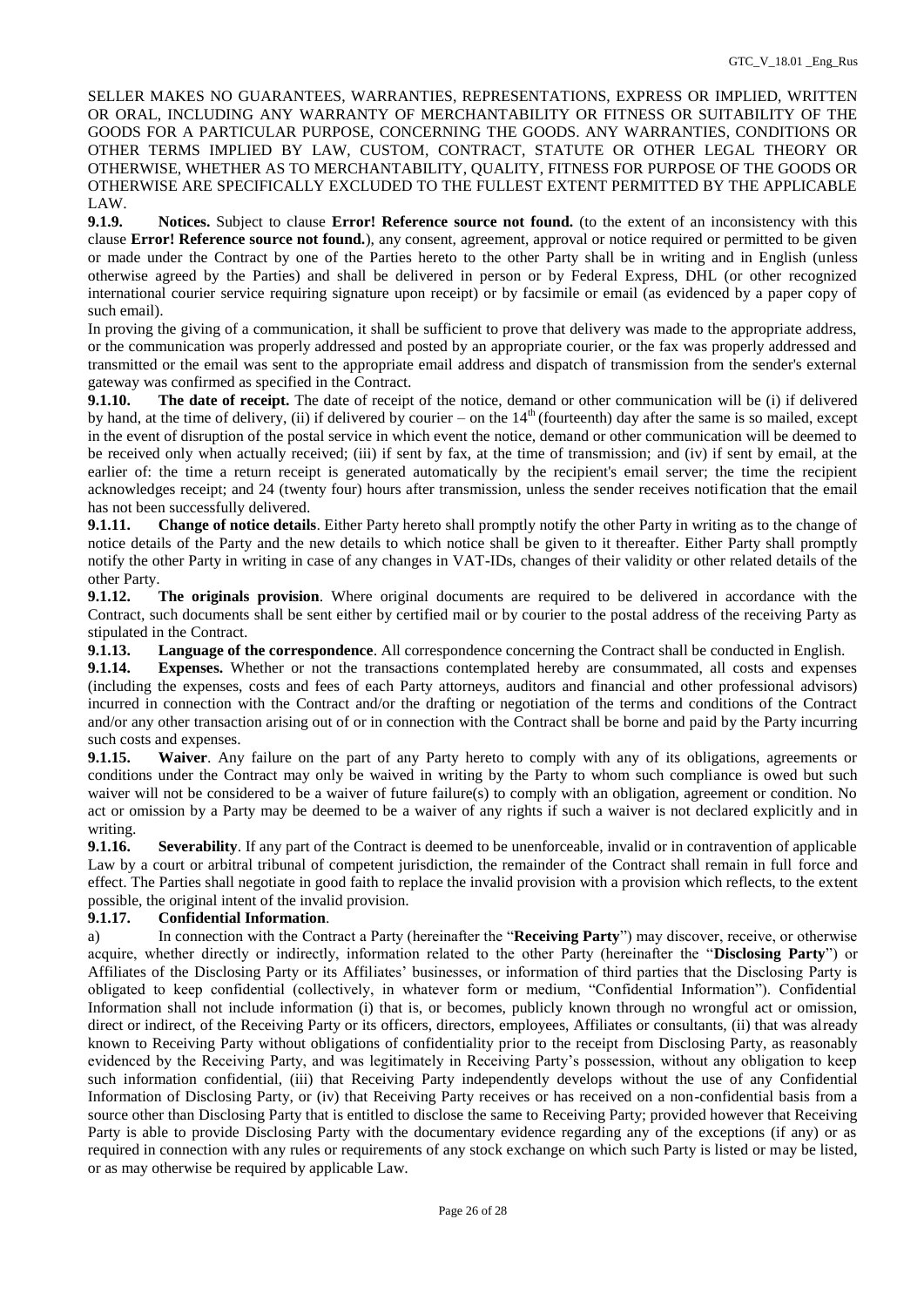SELLER MAKES NO GUARANTEES, WARRANTIES, REPRESENTATIONS, EXPRESS OR IMPLIED, WRITTEN OR ORAL, INCLUDING ANY WARRANTY OF MERCHANTABILITY OR FITNESS OR SUITABILITY OF THE GOODS FOR A PARTICULAR PURPOSE, CONCERNING THE GOODS. ANY WARRANTIES, CONDITIONS OR OTHER TERMS IMPLIED BY LAW, CUSTOM, CONTRACT, STATUTE OR OTHER LEGAL THEORY OR OTHERWISE, WHETHER AS TO MERCHANTABILITY, QUALITY, FITNESS FOR PURPOSE OF THE GOODS OR OTHERWISE ARE SPECIFICALLY EXCLUDED TO THE FULLEST EXTENT PERMITTED BY THE APPLICABLE LAW.

**9.1.9. Notices.** Subject to clause **Error! Reference source not found.** (to the extent of an inconsistency with this clause **Error! Reference source not found.**), any consent, agreement, approval or notice required or permitted to be given or made under the Contract by one of the Parties hereto to the other Party shall be in writing and in English (unless otherwise agreed by the Parties) and shall be delivered in person or by Federal Express, DHL (or other recognized international courier service requiring signature upon receipt) or by facsimile or email (as evidenced by a paper copy of such email).

In proving the giving of a communication, it shall be sufficient to prove that delivery was made to the appropriate address, or the communication was properly addressed and posted by an appropriate courier, or the fax was properly addressed and transmitted or the email was sent to the appropriate email address and dispatch of transmission from the sender's external gateway was confirmed as specified in the Contract.

**9.1.10. The date of receipt.** The date of receipt of the notice, demand or other communication will be (i) if delivered by hand, at the time of delivery, (ii) if delivered by courier – on the 14th (fourteenth) day after the same is so mailed, except in the event of disruption of the postal service in which event the notice, demand or other communication will be deemed to be received only when actually received; (iii) if sent by fax, at the time of transmission; and (iv) if sent by email, at the earlier of: the time a return receipt is generated automatically by the recipient's email server; the time the recipient acknowledges receipt; and 24 (twenty four) hours after transmission, unless the sender receives notification that the email has not been successfully delivered.

**9.1.11. Change of notice details**. Either Party hereto shall promptly notify the other Party in writing as to the change of notice details of the Party and the new details to which notice shall be given to it thereafter. Either Party shall promptly notify the other Party in writing in case of any changes in VAT-IDs, changes of their validity or other related details of the other Party.

**9.1.12. The originals provision**. Where original documents are required to be delivered in accordance with the Contract, such documents shall be sent either by certified mail or by courier to the postal address of the receiving Party as stipulated in the Contract.

**9.1.13. Language of the correspondence**. All correspondence concerning the Contract shall be conducted in English.

**9.1.14. Expenses.** Whether or not the transactions contemplated hereby are consummated, all costs and expenses (including the expenses, costs and fees of each Party attorneys, auditors and financial and other professional advisors) incurred in connection with the Contract and/or the drafting or negotiation of the terms and conditions of the Contract and/or any other transaction arising out of or in connection with the Contract shall be borne and paid by the Party incurring such costs and expenses.

**9.1.15. Waiver**. Any failure on the part of any Party hereto to comply with any of its obligations, agreements or conditions under the Contract may only be waived in writing by the Party to whom such compliance is owed but such waiver will not be considered to be a waiver of future failure(s) to comply with an obligation, agreement or condition. No act or omission by a Party may be deemed to be a waiver of any rights if such a waiver is not declared explicitly and in writing.

**9.1.16. Severability**. If any part of the Contract is deemed to be unenforceable, invalid or in contravention of applicable Law by a court or arbitral tribunal of competent jurisdiction, the remainder of the Contract shall remain in full force and effect. The Parties shall negotiate in good faith to replace the invalid provision with a provision which reflects, to the extent possible, the original intent of the invalid provision.

**9.1.17. Confidential Information**.

a) In connection with the Contract a Party (hereinafter the "**Receiving Party**") may discover, receive, or otherwise acquire, whether directly or indirectly, information related to the other Party (hereinafter the "**Disclosing Party**") or Affiliates of the Disclosing Party or its Affiliates' businesses, or information of third parties that the Disclosing Party is obligated to keep confidential (collectively, in whatever form or medium, "Confidential Information"). Confidential Information shall not include information (i) that is, or becomes, publicly known through no wrongful act or omission, direct or indirect, of the Receiving Party or its officers, directors, employees, Affiliates or consultants, (ii) that was already known to Receiving Party without obligations of confidentiality prior to the receipt from Disclosing Party, as reasonably evidenced by the Receiving Party, and was legitimately in Receiving Party's possession, without any obligation to keep such information confidential, (iii) that Receiving Party independently develops without the use of any Confidential Information of Disclosing Party, or (iv) that Receiving Party receives or has received on a non-confidential basis from a source other than Disclosing Party that is entitled to disclose the same to Receiving Party; provided however that Receiving Party is able to provide Disclosing Party with the documentary evidence regarding any of the exceptions (if any) or as required in connection with any rules or requirements of any stock exchange on which such Party is listed or may be listed, or as may otherwise be required by applicable Law.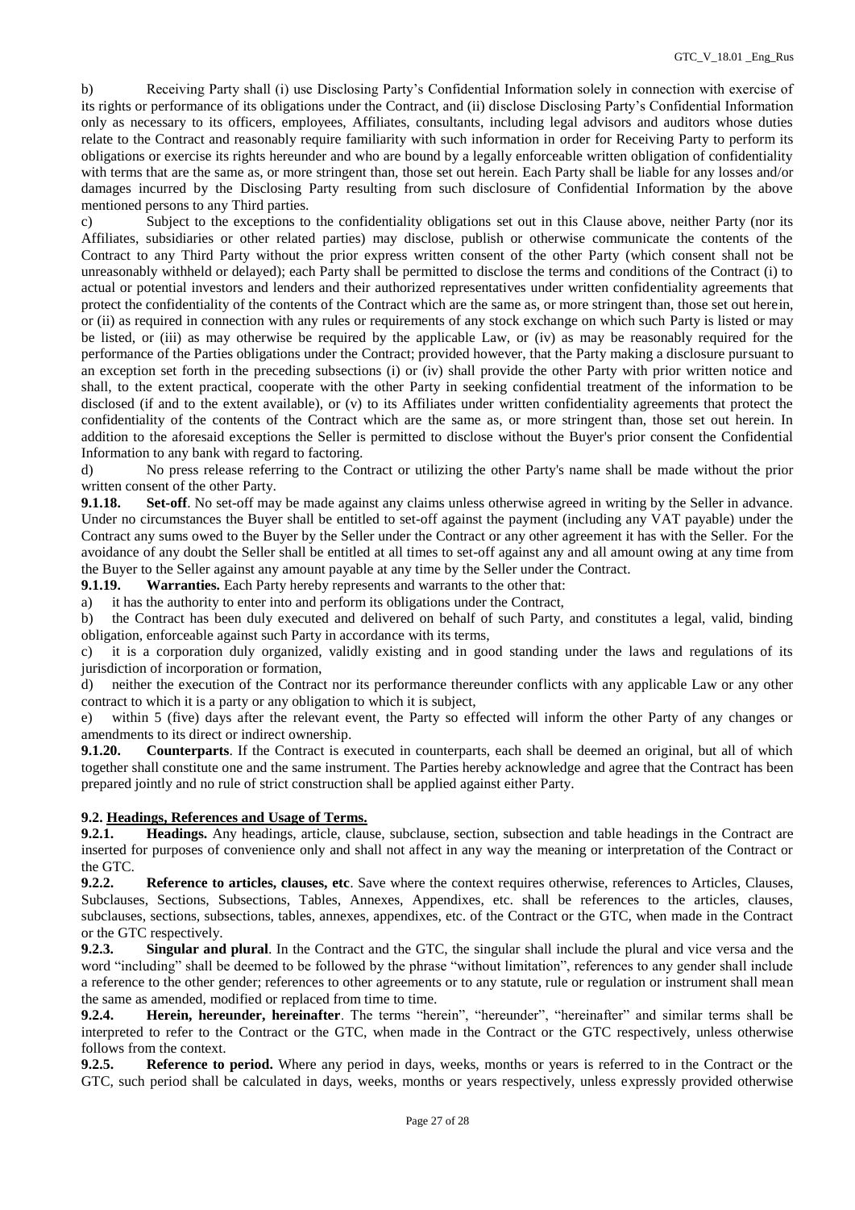b) Receiving Party shall (i) use Disclosing Party's Confidential Information solely in connection with exercise of its rights or performance of its obligations under the Contract, and (ii) disclose Disclosing Party's Confidential Information only as necessary to its officers, employees, Affiliates, consultants, including legal advisors and auditors whose duties relate to the Contract and reasonably require familiarity with such information in order for Receiving Party to perform its obligations or exercise its rights hereunder and who are bound by a legally enforceable written obligation of confidentiality with terms that are the same as, or more stringent than, those set out herein. Each Party shall be liable for any losses and/or damages incurred by the Disclosing Party resulting from such disclosure of Confidential Information by the above mentioned persons to any Third parties.

c) Subject to the exceptions to the confidentiality obligations set out in this Clause above, neither Party (nor its Affiliates, subsidiaries or other related parties) may disclose, publish or otherwise communicate the contents of the Contract to any Third Party without the prior express written consent of the other Party (which consent shall not be unreasonably withheld or delayed); each Party shall be permitted to disclose the terms and conditions of the Contract (i) to actual or potential investors and lenders and their authorized representatives under written confidentiality agreements that protect the confidentiality of the contents of the Contract which are the same as, or more stringent than, those set out herein, or (ii) as required in connection with any rules or requirements of any stock exchange on which such Party is listed or may be listed, or (iii) as may otherwise be required by the applicable Law, or (iv) as may be reasonably required for the performance of the Parties obligations under the Contract; provided however, that the Party making a disclosure pursuant to an exception set forth in the preceding subsections (i) or (iv) shall provide the other Party with prior written notice and shall, to the extent practical, cooperate with the other Party in seeking confidential treatment of the information to be disclosed (if and to the extent available), or (v) to its Affiliates under written confidentiality agreements that protect the confidentiality of the contents of the Contract which are the same as, or more stringent than, those set out herein. In addition to the aforesaid exceptions the Seller is permitted to disclose without the Buyer's prior consent the Confidential Information to any bank with regard to factoring.

d) No press release referring to the Contract or utilizing the other Party's name shall be made without the prior written consent of the other Party.

**9.1.18. Set-off**. No set-off may be made against any claims unless otherwise agreed in writing by the Seller in advance. Under no circumstances the Buyer shall be entitled to set-off against the payment (including any VAT payable) under the Contract any sums owed to the Buyer by the Seller under the Contract or any other agreement it has with the Seller. For the avoidance of any doubt the Seller shall be entitled at all times to set-off against any and all amount owing at any time from the Buyer to the Seller against any amount payable at any time by the Seller under the Contract.

**9.1.19. Warranties.** Each Party hereby represents and warrants to the other that:

a) it has the authority to enter into and perform its obligations under the Contract,

b) the Contract has been duly executed and delivered on behalf of such Party, and constitutes a legal, valid, binding obligation, enforceable against such Party in accordance with its terms,

c) it is a corporation duly organized, validly existing and in good standing under the laws and regulations of its jurisdiction of incorporation or formation,

d) neither the execution of the Contract nor its performance thereunder conflicts with any applicable Law or any other contract to which it is a party or any obligation to which it is subject,

e) within 5 (five) days after the relevant event, the Party so effected will inform the other Party of any changes or amendments to its direct or indirect ownership.

**9.1.20. Counterparts**. If the Contract is executed in counterparts, each shall be deemed an original, but all of which together shall constitute one and the same instrument. The Parties hereby acknowledge and agree that the Contract has been prepared jointly and no rule of strict construction shall be applied against either Party.

### 9.2. Headings, References and Usage of Terms.

**9.2.1. Headings.** Any headings, article, clause, subclause, section, subsection and table headings in the Contract are inserted for purposes of convenience only and shall not affect in any way the meaning or interpretation of the Contract or the GTC.

**9.2.2. Reference to articles, clauses, etc**. Save where the context requires otherwise, references to Articles, Clauses, Subclauses, Sections, Subsections, Tables, Annexes, Appendixes, etc. shall be references to the articles, clauses, subclauses, sections, subsections, tables, annexes, appendixes, etc. of the Contract or the GTC, when made in the Contract or the GTC respectively.

**9.2.3. Singular and plural**. In the Contract and the GTC, the singular shall include the plural and vice versa and the word "including" shall be deemed to be followed by the phrase "without limitation", references to any gender shall include a reference to the other gender; references to other agreements or to any statute, rule or regulation or instrument shall mean the same as amended, modified or replaced from time to time.

**9.2.4. Herein, hereunder, hereinafter**. The terms "herein", "hereunder", "hereinafter" and similar terms shall be interpreted to refer to the Contract or the GTC, when made in the Contract or the GTC respectively, unless otherwise follows from the context.

**9.2.5. Reference to period.** Where any period in days, weeks, months or years is referred to in the Contract or the GTC, such period shall be calculated in days, weeks, months or years respectively, unless expressly provided otherwise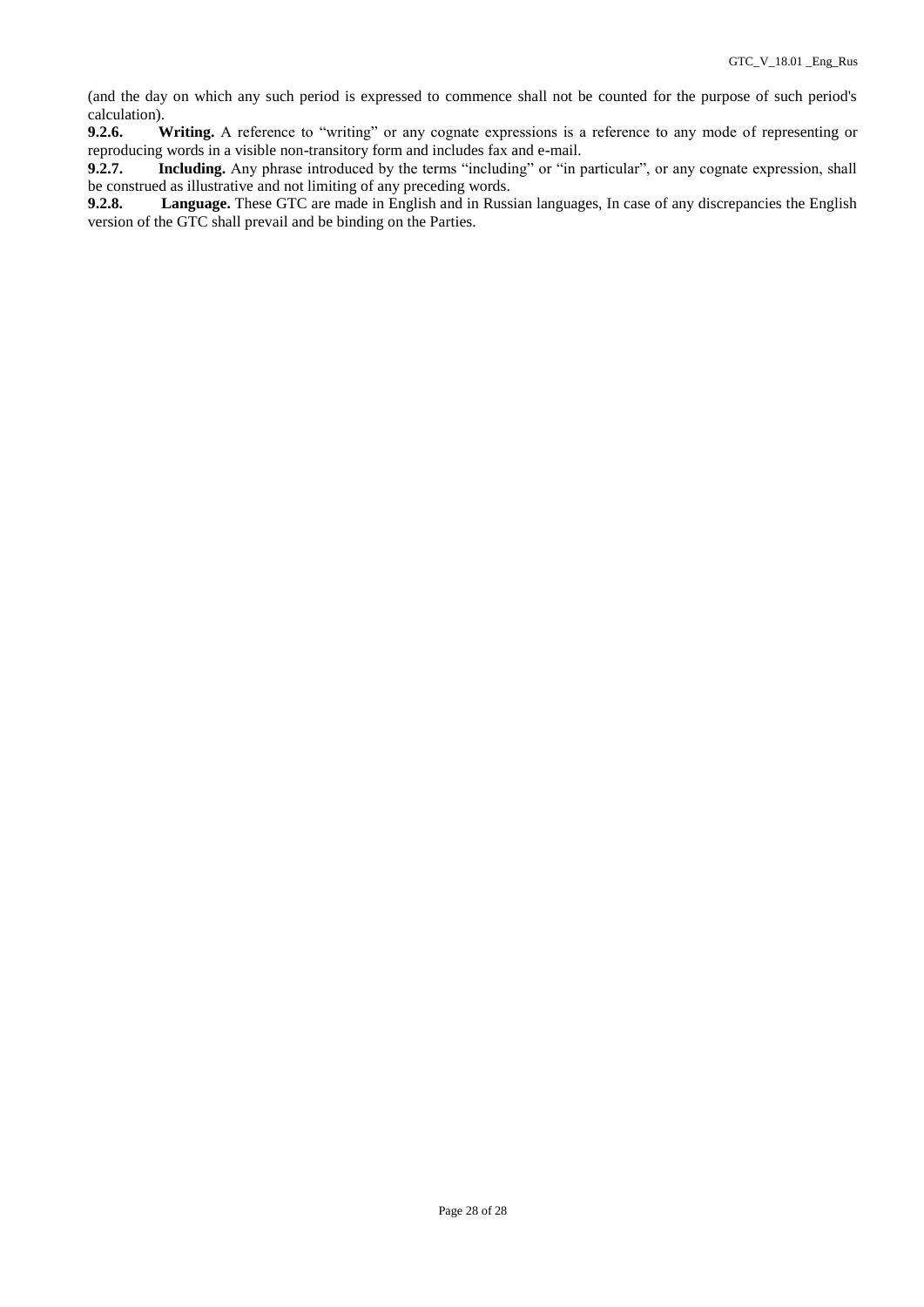(and the day on which any such period is expressed to commence shall not be counted for the purpose of such period's calculation).

**9.2.6. Writing.** A reference to "writing" or any cognate expressions is a reference to any mode of representing or reproducing words in a visible non-transitory form and includes fax and e-mail.

**9.2.7. Including.** Any phrase introduced by the terms "including" or "in particular", or any cognate expression, shall be construed as illustrative and not limiting of any preceding words.

**9.2.8. Language.** These GTC are made in English and in Russian languages, In case of any discrepancies the English version of the GTC shall prevail and be binding on the Parties.